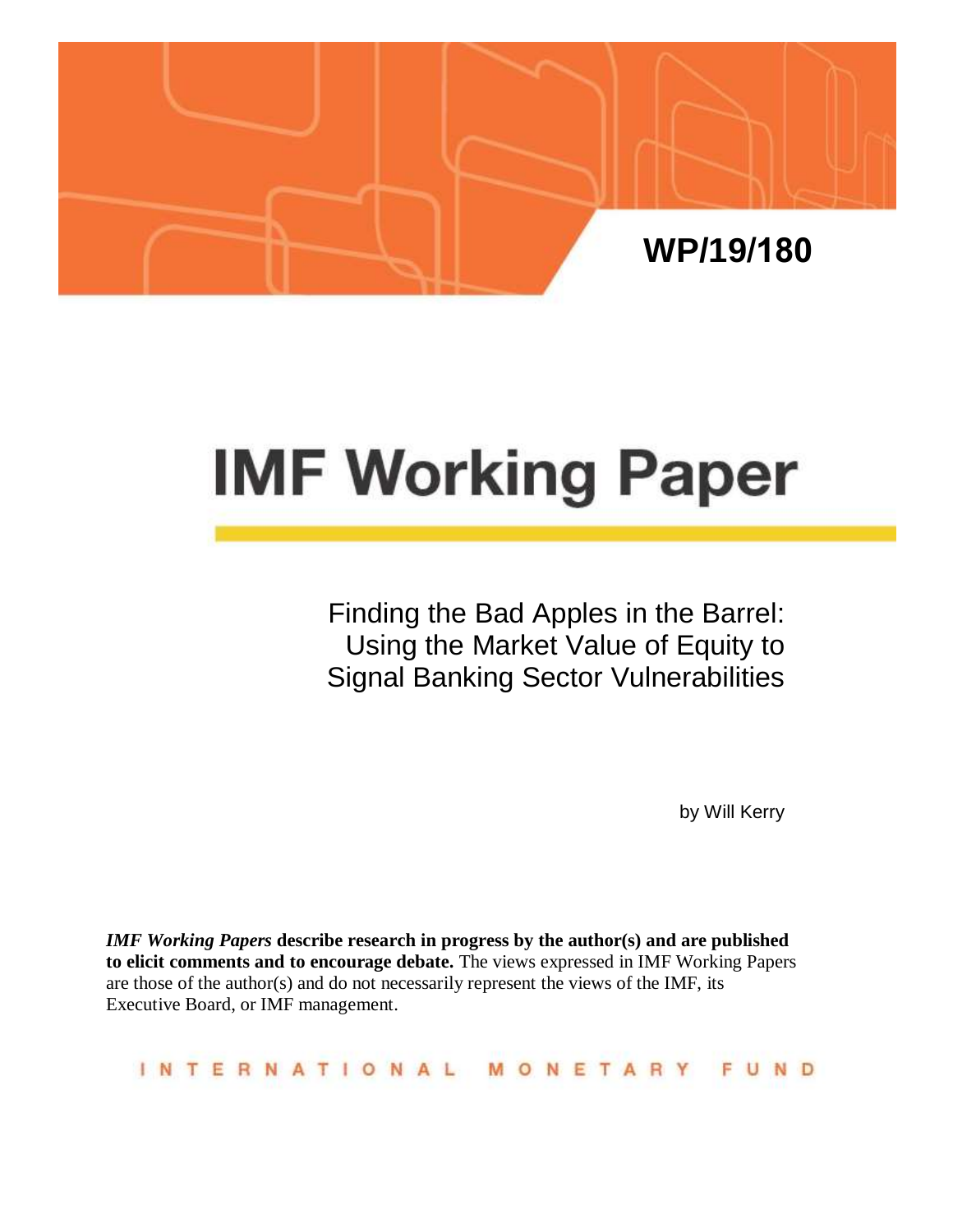WP/19/180

# IMF Working Paper

Finding the Bad Apples in the Barrel: Using the Market Value of Equity to Signal Banking Sector Vulnerabilities

by Will Kerry

***IMF Working Papers*** **describe research in progress by the author(s) and are published to elicit comments and to encourage debate.** The views expressed in IMF Working Papers are those of the author(s) and do not necessarily represent the views of the IMF, its Executive Board, or IMF management.

INTERNATIONAL MONETARY FUND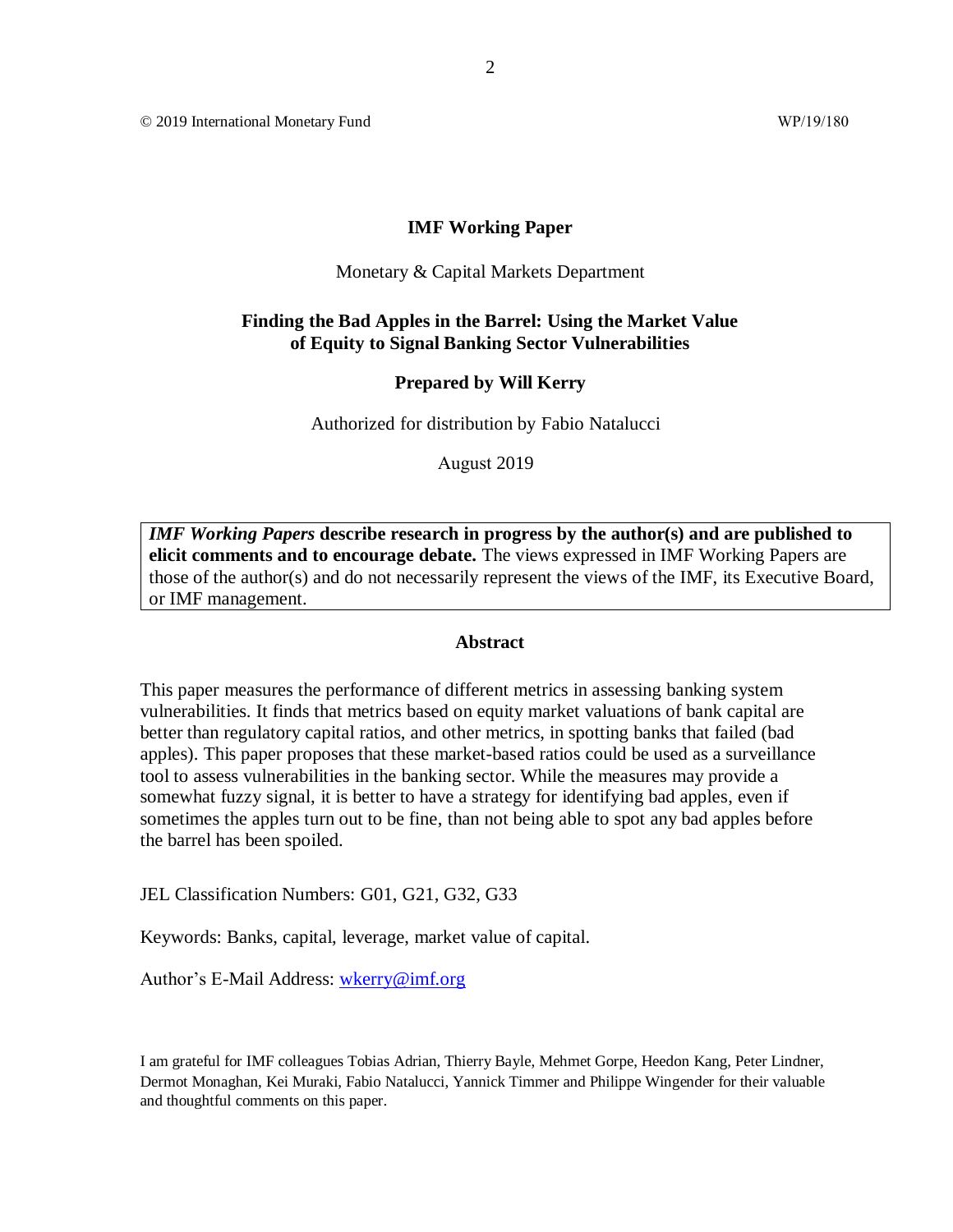© 2019 International Monetary Fund WP/19/180

**IMF Working Paper**

Monetary & Capital Markets Department

**Finding the Bad Apples in the Barrel: Using the Market Value of Equity to Signal Banking Sector Vulnerabilities**

**Prepared by Will Kerry**

Authorized for distribution by Fabio Natalucci

August 2019

> ***IMF Working Papers*** **describe research in progress by the author(s) and are published to elicit comments and to encourage debate.** The views expressed in IMF Working Papers are those of the author(s) and do not necessarily represent the views of the IMF, its Executive Board, or IMF management.

**Abstract**

This paper measures the performance of different metrics in assessing banking system vulnerabilities. It finds that metrics based on equity market valuations of bank capital are better than regulatory capital ratios, and other metrics, in spotting banks that failed (bad apples). This paper proposes that these market-based ratios could be used as a surveillance tool to assess vulnerabilities in the banking sector. While the measures may provide a somewhat fuzzy signal, it is better to have a strategy for identifying bad apples, even if sometimes the apples turn out to be fine, than not being able to spot any bad apples before the barrel has been spoiled.

JEL Classification Numbers: G01, G21, G32, G33

Keywords: Banks, capital, leverage, market value of capital.

Author's E-Mail Address: wkerry@imf.org

I am grateful for IMF colleagues Tobias Adrian, Thierry Bayle, Mehmet Gorpe, Heedon Kang, Peter Lindner, Dermot Monaghan, Kei Muraki, Fabio Natalucci, Yannick Timmer and Philippe Wingender for their valuable and thoughtful comments on this paper.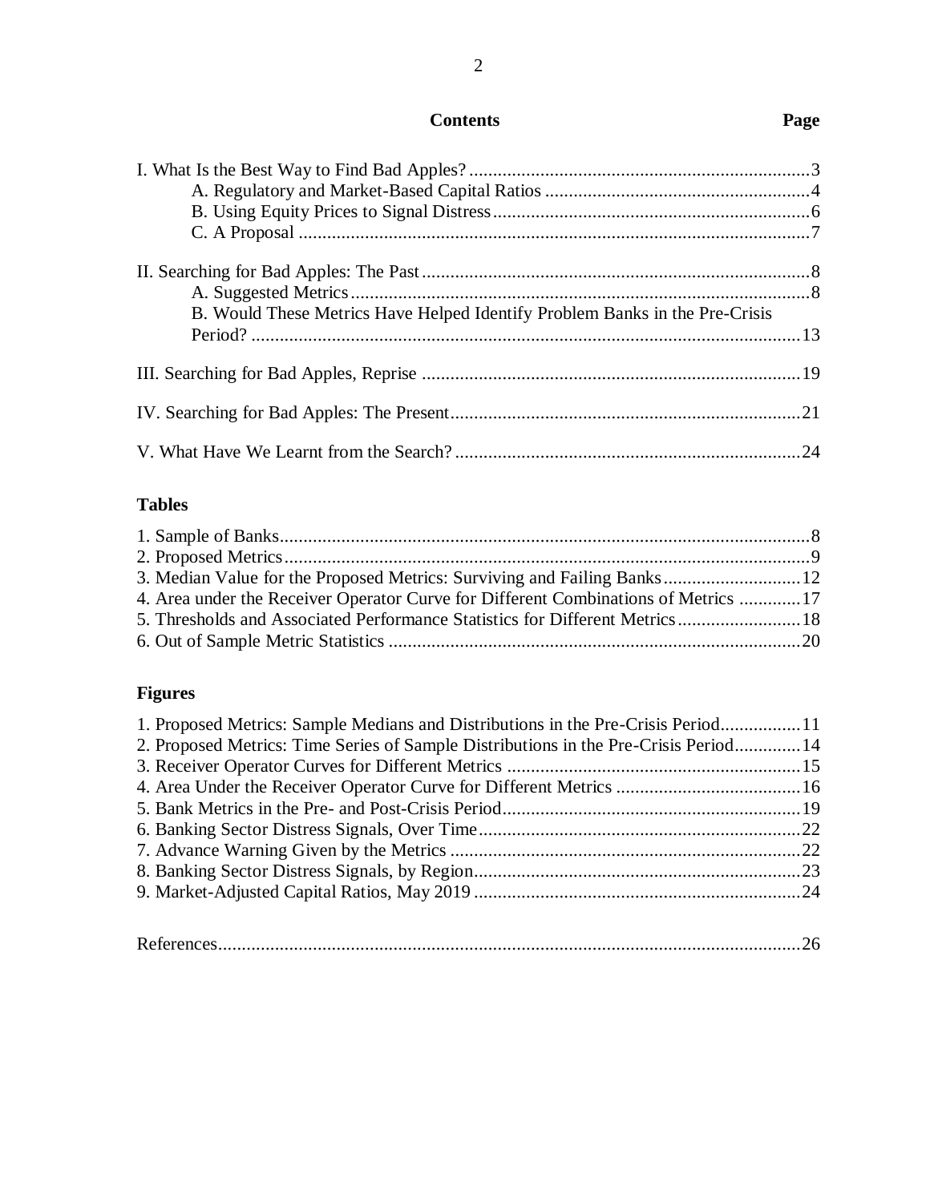## Contents

| Contents | Page |
|---|---|
| I. What Is the Best Way to Find Bad Apples? | 3 |
| A. Regulatory and Market-Based Capital Ratios | 4 |
| B. Using Equity Prices to Signal Distress | 6 |
| C. A Proposal | 7 |
| II. Searching for Bad Apples: The Past | 8 |
| A. Suggested Metrics | 8 |
| B. Would These Metrics Have Helped Identify Problem Banks in the Pre-Crisis Period? | 13 |
| III. Searching for Bad Apples, Reprise | 19 |
| IV. Searching for Bad Apples: The Present | 21 |
| V. What Have We Learnt from the Search? | 24 |

**Tables**

| | |
|---|---|
| 1. Sample of Banks | 8 |
| 2. Proposed Metrics | 9 |
| 3. Median Value for the Proposed Metrics: Surviving and Failing Banks | 12 |
| 4. Area under the Receiver Operator Curve for Different Combinations of Metrics | 17 |
| 5. Thresholds and Associated Performance Statistics for Different Metrics | 18 |
| 6. Out of Sample Metric Statistics | 20 |

**Figures**

| | |
|---|---|
| 1. Proposed Metrics: Sample Medians and Distributions in the Pre-Crisis Period | 11 |
| 2. Proposed Metrics: Time Series of Sample Distributions in the Pre-Crisis Period | 14 |
| 3. Receiver Operator Curves for Different Metrics | 15 |
| 4. Area Under the Receiver Operator Curve for Different Metrics | 16 |
| 5. Bank Metrics in the Pre- and Post-Crisis Period | 19 |
| 6. Banking Sector Distress Signals, Over Time | 22 |
| 7. Advance Warning Given by the Metrics | 22 |
| 8. Banking Sector Distress Signals, by Region | 23 |
| 9. Market-Adjusted Capital Ratios, May 2019 | 24 |

| | |
|---|---|
| References | 26 |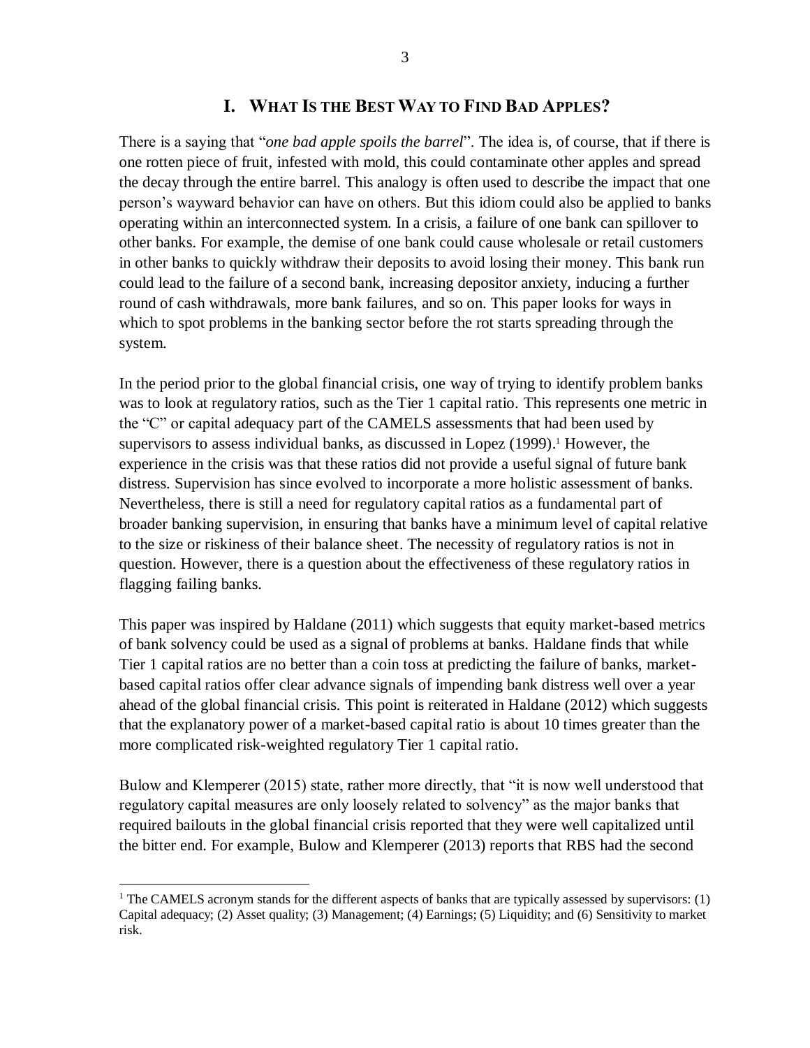## I. What Is the Best Way to Find Bad Apples?

There is a saying that "*one bad apple spoils the barrel*". The idea is, of course, that if there is one rotten piece of fruit, infested with mold, this could contaminate other apples and spread the decay through the entire barrel. This analogy is often used to describe the impact that one person's wayward behavior can have on others. But this idiom could also be applied to banks operating within an interconnected system. In a crisis, a failure of one bank can spillover to other banks. For example, the demise of one bank could cause wholesale or retail customers in other banks to quickly withdraw their deposits to avoid losing their money. This bank run could lead to the failure of a second bank, increasing depositor anxiety, inducing a further round of cash withdrawals, more bank failures, and so on. This paper looks for ways in which to spot problems in the banking sector before the rot starts spreading through the system.

In the period prior to the global financial crisis, one way of trying to identify problem banks was to look at regulatory ratios, such as the Tier 1 capital ratio. This represents one metric in the "C" or capital adequacy part of the CAMELS assessments that had been used by supervisors to assess individual banks, as discussed in Lopez (1999).[1] However, the experience in the crisis was that these ratios did not provide a useful signal of future bank distress. Supervision has since evolved to incorporate a more holistic assessment of banks. Nevertheless, there is still a need for regulatory capital ratios as a fundamental part of broader banking supervision, in ensuring that banks have a minimum level of capital relative to the size or riskiness of their balance sheet. The necessity of regulatory ratios is not in question. However, there is a question about the effectiveness of these regulatory ratios in flagging failing banks.

This paper was inspired by Haldane (2011) which suggests that equity market-based metrics of bank solvency could be used as a signal of problems at banks. Haldane finds that while Tier 1 capital ratios are no better than a coin toss at predicting the failure of banks, market-based capital ratios offer clear advance signals of impending bank distress well over a year ahead of the global financial crisis. This point is reiterated in Haldane (2012) which suggests that the explanatory power of a market-based capital ratio is about 10 times greater than the more complicated risk-weighted regulatory Tier 1 capital ratio.

Bulow and Klemperer (2015) state, rather more directly, that "it is now well understood that regulatory capital measures are only loosely related to solvency" as the major banks that required bailouts in the global financial crisis reported that they were well capitalized until the bitter end. For example, Bulow and Klemperer (2013) reports that RBS had the second

[1] The CAMELS acronym stands for the different aspects of banks that are typically assessed by supervisors: (1) Capital adequacy; (2) Asset quality; (3) Management; (4) Earnings; (5) Liquidity; and (6) Sensitivity to market risk.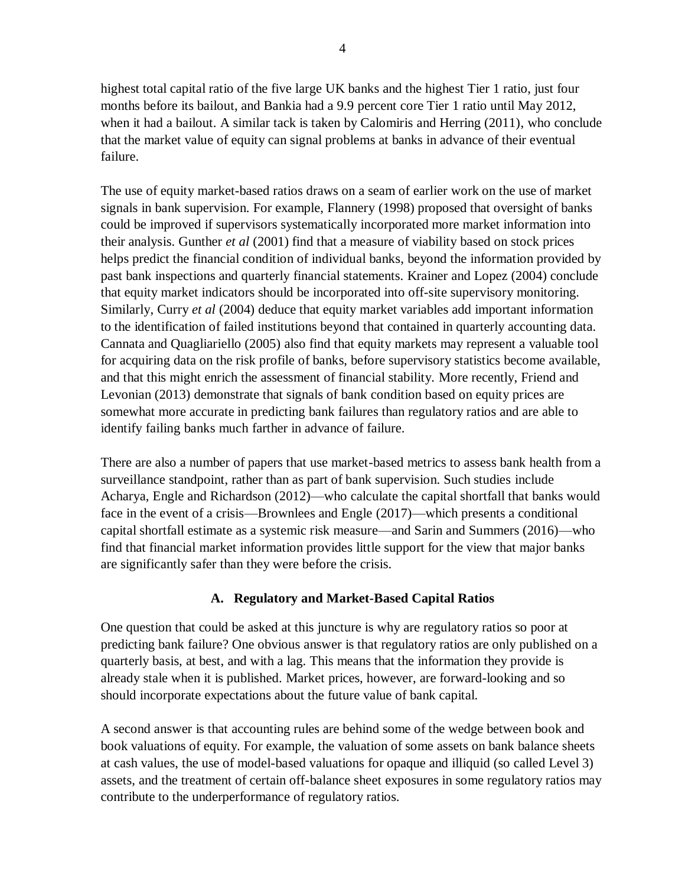highest total capital ratio of the five large UK banks and the highest Tier 1 ratio, just four months before its bailout, and Bankia had a 9.9 percent core Tier 1 ratio until May 2012, when it had a bailout. A similar tack is taken by Calomiris and Herring (2011), who conclude that the market value of equity can signal problems at banks in advance of their eventual failure.

The use of equity market-based ratios draws on a seam of earlier work on the use of market signals in bank supervision. For example, Flannery (1998) proposed that oversight of banks could be improved if supervisors systematically incorporated more market information into their analysis. Gunther *et al* (2001) find that a measure of viability based on stock prices helps predict the financial condition of individual banks, beyond the information provided by past bank inspections and quarterly financial statements. Krainer and Lopez (2004) conclude that equity market indicators should be incorporated into off-site supervisory monitoring. Similarly, Curry *et al* (2004) deduce that equity market variables add important information to the identification of failed institutions beyond that contained in quarterly accounting data. Cannata and Quagliariello (2005) also find that equity markets may represent a valuable tool for acquiring data on the risk profile of banks, before supervisory statistics become available, and that this might enrich the assessment of financial stability. More recently, Friend and Levonian (2013) demonstrate that signals of bank condition based on equity prices are somewhat more accurate in predicting bank failures than regulatory ratios and are able to identify failing banks much farther in advance of failure.

There are also a number of papers that use market-based metrics to assess bank health from a surveillance standpoint, rather than as part of bank supervision. Such studies include Acharya, Engle and Richardson (2012)—who calculate the capital shortfall that banks would face in the event of a crisis—Brownlees and Engle (2017)—which presents a conditional capital shortfall estimate as a systemic risk measure—and Sarin and Summers (2016)—who find that financial market information provides little support for the view that major banks are significantly safer than they were before the crisis.

### A. Regulatory and Market-Based Capital Ratios

One question that could be asked at this juncture is why are regulatory ratios so poor at predicting bank failure? One obvious answer is that regulatory ratios are only published on a quarterly basis, at best, and with a lag. This means that the information they provide is already stale when it is published. Market prices, however, are forward-looking and so should incorporate expectations about the future value of bank capital.

A second answer is that accounting rules are behind some of the wedge between book and book valuations of equity. For example, the valuation of some assets on bank balance sheets at cash values, the use of model-based valuations for opaque and illiquid (so called Level 3) assets, and the treatment of certain off-balance sheet exposures in some regulatory ratios may contribute to the underperformance of regulatory ratios.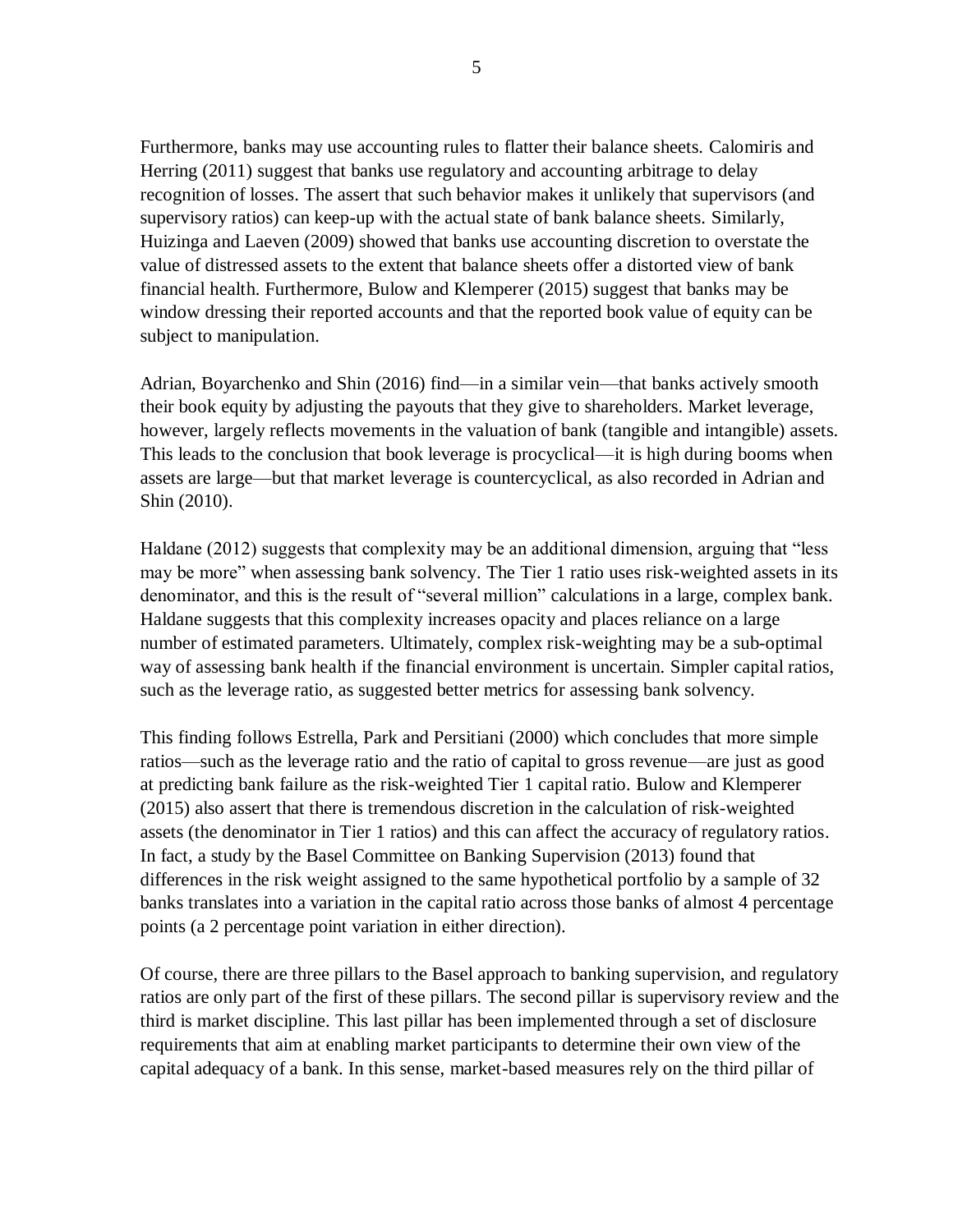Furthermore, banks may use accounting rules to flatter their balance sheets. Calomiris and Herring (2011) suggest that banks use regulatory and accounting arbitrage to delay recognition of losses. The assert that such behavior makes it unlikely that supervisors (and supervisory ratios) can keep-up with the actual state of bank balance sheets. Similarly, Huizinga and Laeven (2009) showed that banks use accounting discretion to overstate the value of distressed assets to the extent that balance sheets offer a distorted view of bank financial health. Furthermore, Bulow and Klemperer (2015) suggest that banks may be window dressing their reported accounts and that the reported book value of equity can be subject to manipulation.

Adrian, Boyarchenko and Shin (2016) find—in a similar vein—that banks actively smooth their book equity by adjusting the payouts that they give to shareholders. Market leverage, however, largely reflects movements in the valuation of bank (tangible and intangible) assets. This leads to the conclusion that book leverage is procyclical—it is high during booms when assets are large—but that market leverage is countercyclical, as also recorded in Adrian and Shin (2010).

Haldane (2012) suggests that complexity may be an additional dimension, arguing that "less may be more" when assessing bank solvency. The Tier 1 ratio uses risk-weighted assets in its denominator, and this is the result of "several million" calculations in a large, complex bank. Haldane suggests that this complexity increases opacity and places reliance on a large number of estimated parameters. Ultimately, complex risk-weighting may be a sub-optimal way of assessing bank health if the financial environment is uncertain. Simpler capital ratios, such as the leverage ratio, as suggested better metrics for assessing bank solvency.

This finding follows Estrella, Park and Persitiani (2000) which concludes that more simple ratios—such as the leverage ratio and the ratio of capital to gross revenue—are just as good at predicting bank failure as the risk-weighted Tier 1 capital ratio. Bulow and Klemperer (2015) also assert that there is tremendous discretion in the calculation of risk-weighted assets (the denominator in Tier 1 ratios) and this can affect the accuracy of regulatory ratios. In fact, a study by the Basel Committee on Banking Supervision (2013) found that differences in the risk weight assigned to the same hypothetical portfolio by a sample of 32 banks translates into a variation in the capital ratio across those banks of almost 4 percentage points (a 2 percentage point variation in either direction).

Of course, there are three pillars to the Basel approach to banking supervision, and regulatory ratios are only part of the first of these pillars. The second pillar is supervisory review and the third is market discipline. This last pillar has been implemented through a set of disclosure requirements that aim at enabling market participants to determine their own view of the capital adequacy of a bank. In this sense, market-based measures rely on the third pillar of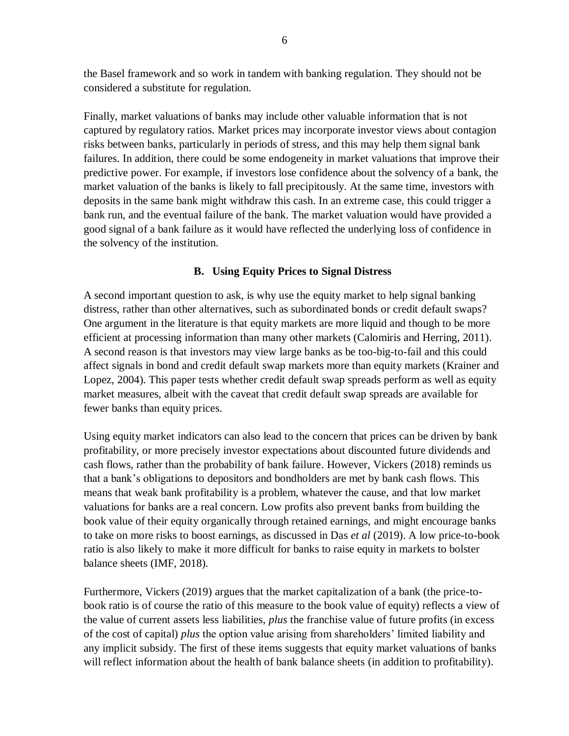the Basel framework and so work in tandem with banking regulation. They should not be considered a substitute for regulation.

Finally, market valuations of banks may include other valuable information that is not captured by regulatory ratios. Market prices may incorporate investor views about contagion risks between banks, particularly in periods of stress, and this may help them signal bank failures. In addition, there could be some endogeneity in market valuations that improve their predictive power. For example, if investors lose confidence about the solvency of a bank, the market valuation of the banks is likely to fall precipitously. At the same time, investors with deposits in the same bank might withdraw this cash. In an extreme case, this could trigger a bank run, and the eventual failure of the bank. The market valuation would have provided a good signal of a bank failure as it would have reflected the underlying loss of confidence in the solvency of the institution.

### B. Using Equity Prices to Signal Distress

A second important question to ask, is why use the equity market to help signal banking distress, rather than other alternatives, such as subordinated bonds or credit default swaps? One argument in the literature is that equity markets are more liquid and though to be more efficient at processing information than many other markets (Calomiris and Herring, 2011). A second reason is that investors may view large banks as be too-big-to-fail and this could affect signals in bond and credit default swap markets more than equity markets (Krainer and Lopez, 2004). This paper tests whether credit default swap spreads perform as well as equity market measures, albeit with the caveat that credit default swap spreads are available for fewer banks than equity prices.

Using equity market indicators can also lead to the concern that prices can be driven by bank profitability, or more precisely investor expectations about discounted future dividends and cash flows, rather than the probability of bank failure. However, Vickers (2018) reminds us that a bank's obligations to depositors and bondholders are met by bank cash flows. This means that weak bank profitability is a problem, whatever the cause, and that low market valuations for banks are a real concern. Low profits also prevent banks from building the book value of their equity organically through retained earnings, and might encourage banks to take on more risks to boost earnings, as discussed in Das *et al* (2019). A low price-to-book ratio is also likely to make it more difficult for banks to raise equity in markets to bolster balance sheets (IMF, 2018).

Furthermore, Vickers (2019) argues that the market capitalization of a bank (the price-to-book ratio is of course the ratio of this measure to the book value of equity) reflects a view of the value of current assets less liabilities, *plus* the franchise value of future profits (in excess of the cost of capital) *plus* the option value arising from shareholders' limited liability and any implicit subsidy. The first of these items suggests that equity market valuations of banks will reflect information about the health of bank balance sheets (in addition to profitability).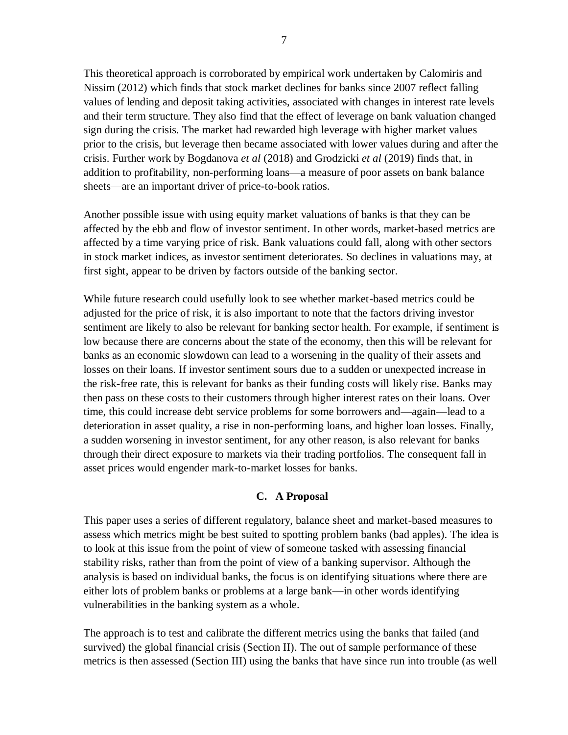This theoretical approach is corroborated by empirical work undertaken by Calomiris and Nissim (2012) which finds that stock market declines for banks since 2007 reflect falling values of lending and deposit taking activities, associated with changes in interest rate levels and their term structure. They also find that the effect of leverage on bank valuation changed sign during the crisis. The market had rewarded high leverage with higher market values prior to the crisis, but leverage then became associated with lower values during and after the crisis. Further work by Bogdanova *et al* (2018) and Grodzicki *et al* (2019) finds that, in addition to profitability, non-performing loans—a measure of poor assets on bank balance sheets—are an important driver of price-to-book ratios.

Another possible issue with using equity market valuations of banks is that they can be affected by the ebb and flow of investor sentiment. In other words, market-based metrics are affected by a time varying price of risk. Bank valuations could fall, along with other sectors in stock market indices, as investor sentiment deteriorates. So declines in valuations may, at first sight, appear to be driven by factors outside of the banking sector.

While future research could usefully look to see whether market-based metrics could be adjusted for the price of risk, it is also important to note that the factors driving investor sentiment are likely to also be relevant for banking sector health. For example, if sentiment is low because there are concerns about the state of the economy, then this will be relevant for banks as an economic slowdown can lead to a worsening in the quality of their assets and losses on their loans. If investor sentiment sours due to a sudden or unexpected increase in the risk-free rate, this is relevant for banks as their funding costs will likely rise. Banks may then pass on these costs to their customers through higher interest rates on their loans. Over time, this could increase debt service problems for some borrowers and—again—lead to a deterioration in asset quality, a rise in non-performing loans, and higher loan losses. Finally, a sudden worsening in investor sentiment, for any other reason, is also relevant for banks through their direct exposure to markets via their trading portfolios. The consequent fall in asset prices would engender mark-to-market losses for banks.

## C. A Proposal

This paper uses a series of different regulatory, balance sheet and market-based measures to assess which metrics might be best suited to spotting problem banks (bad apples). The idea is to look at this issue from the point of view of someone tasked with assessing financial stability risks, rather than from the point of view of a banking supervisor. Although the analysis is based on individual banks, the focus is on identifying situations where there are either lots of problem banks or problems at a large bank—in other words identifying vulnerabilities in the banking system as a whole.

The approach is to test and calibrate the different metrics using the banks that failed (and survived) the global financial crisis (Section II). The out of sample performance of these metrics is then assessed (Section III) using the banks that have since run into trouble (as well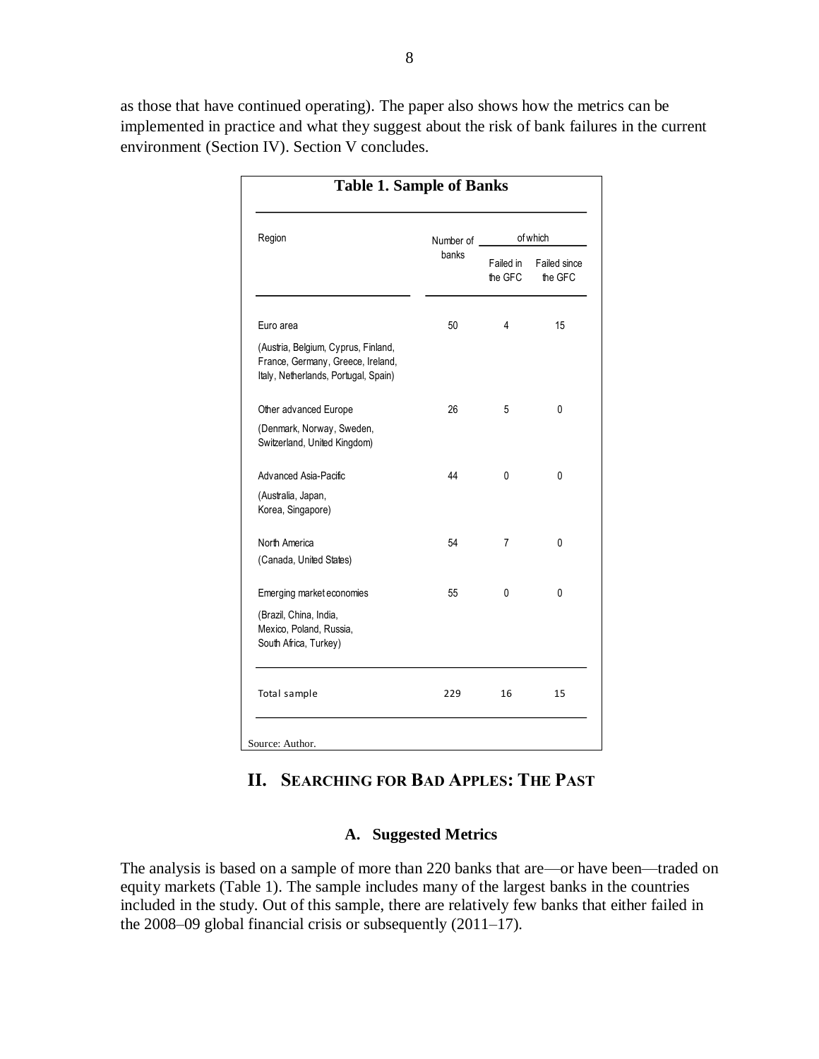as those that have continued operating). The paper also shows how the metrics can be implemented in practice and what they suggest about the risk of bank failures in the current environment (Section IV). Section V concludes.

**Table 1. Sample of Banks**

| Region | Number of banks | of which | |
|---|---|---|---|
| | | Failed in the GFC | Failed since the GFC |
| Euro area<br>(Austria, Belgium, Cyprus, Finland, France, Germany, Greece, Ireland, Italy, Netherlands, Portugal, Spain) | 50 | 4 | 15 |
| Other advanced Europe<br>(Denmark, Norway, Sweden, Switzerland, United Kingdom) | 26 | 5 | 0 |
| Advanced Asia-Pacific<br>(Australia, Japan, Korea, Singapore) | 44 | 0 | 0 |
| North America<br>(Canada, United States) | 54 | 7 | 0 |
| Emerging market economies<br>(Brazil, China, India, Mexico, Poland, Russia, South Africa, Turkey) | 55 | 0 | 0 |
| Total sample | 229 | 16 | 15 |

Source: Author.

## II. Searching for Bad Apples: The Past

### A. Suggested Metrics

The analysis is based on a sample of more than 220 banks that are—or have been—traded on equity markets (Table 1). The sample includes many of the largest banks in the countries included in the study. Out of this sample, there are relatively few banks that either failed in the 2008–09 global financial crisis or subsequently (2011–17).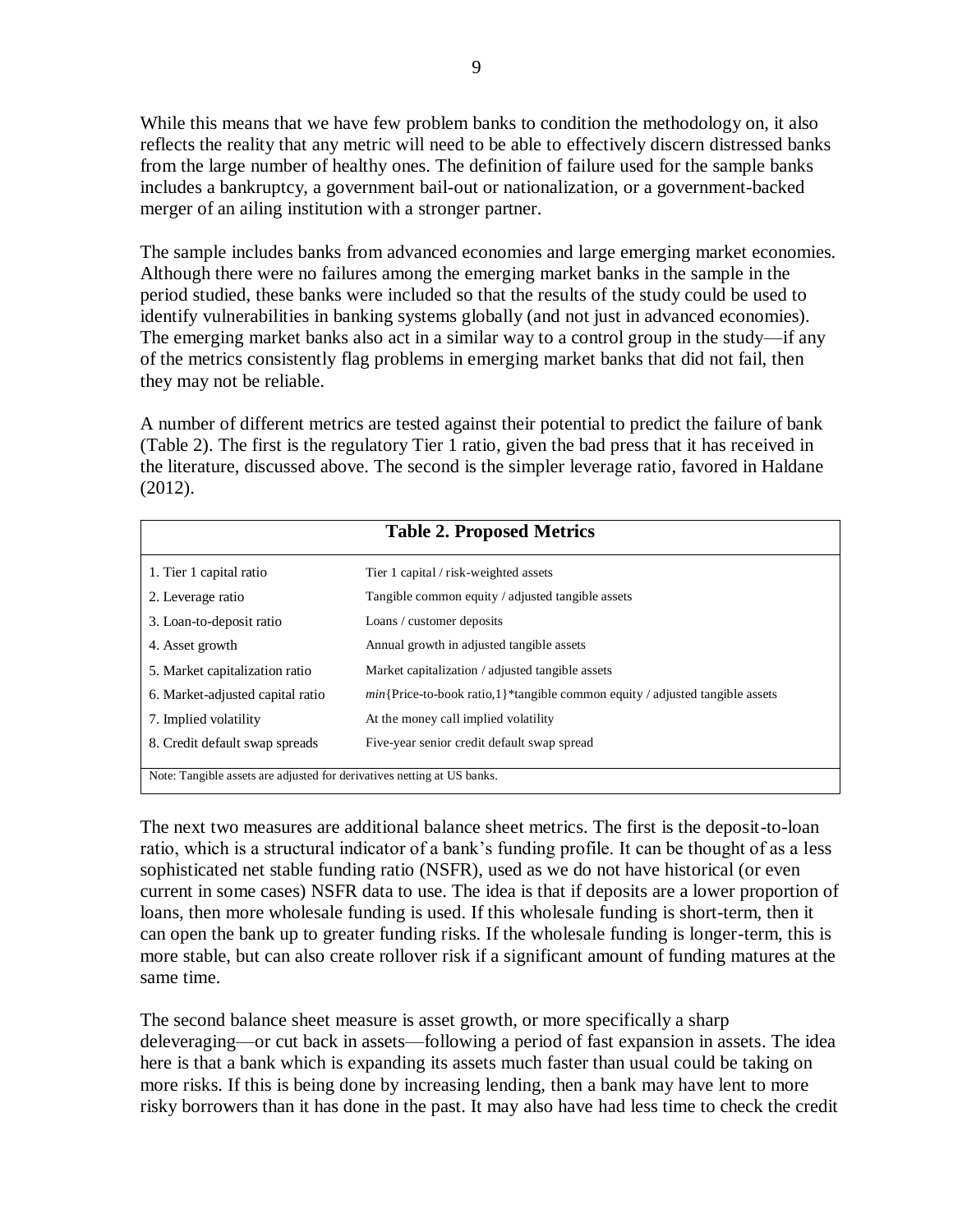While this means that we have few problem banks to condition the methodology on, it also reflects the reality that any metric will need to be able to effectively discern distressed banks from the large number of healthy ones. The definition of failure used for the sample banks includes a bankruptcy, a government bail-out or nationalization, or a government-backed merger of an ailing institution with a stronger partner.

The sample includes banks from advanced economies and large emerging market economies. Although there were no failures among the emerging market banks in the sample in the period studied, these banks were included so that the results of the study could be used to identify vulnerabilities in banking systems globally (and not just in advanced economies). The emerging market banks also act in a similar way to a control group in the study—if any of the metrics consistently flag problems in emerging market banks that did not fail, then they may not be reliable.

A number of different metrics are tested against their potential to predict the failure of bank (Table 2). The first is the regulatory Tier 1 ratio, given the bad press that it has received in the literature, discussed above. The second is the simpler leverage ratio, favored in Haldane (2012).

**Table 2. Proposed Metrics**

| Metric | Definition |
|---|---|
| 1. Tier 1 capital ratio | Tier 1 capital / risk-weighted assets |
| 2. Leverage ratio | Tangible common equity / adjusted tangible assets |
| 3. Loan-to-deposit ratio | Loans / customer deposits |
| 4. Asset growth | Annual growth in adjusted tangible assets |
| 5. Market capitalization ratio | Market capitalization / adjusted tangible assets |
| 6. Market-adjusted capital ratio | *min*{Price-to-book ratio,1}*tangible common equity / adjusted tangible assets |
| 7. Implied volatility | At the money call implied volatility |
| 8. Credit default swap spreads | Five-year senior credit default swap spread |

Note: Tangible assets are adjusted for derivatives netting at US banks.

The next two measures are additional balance sheet metrics. The first is the deposit-to-loan ratio, which is a structural indicator of a bank's funding profile. It can be thought of as a less sophisticated net stable funding ratio (NSFR), used as we do not have historical (or even current in some cases) NSFR data to use. The idea is that if deposits are a lower proportion of loans, then more wholesale funding is used. If this wholesale funding is short-term, then it can open the bank up to greater funding risks. If the wholesale funding is longer-term, this is more stable, but can also create rollover risk if a significant amount of funding matures at the same time.

The second balance sheet measure is asset growth, or more specifically a sharp deleveraging—or cut back in assets—following a period of fast expansion in assets. The idea here is that a bank which is expanding its assets much faster than usual could be taking on more risks. If this is being done by increasing lending, then a bank may have lent to more risky borrowers than it has done in the past. It may also have had less time to check the credit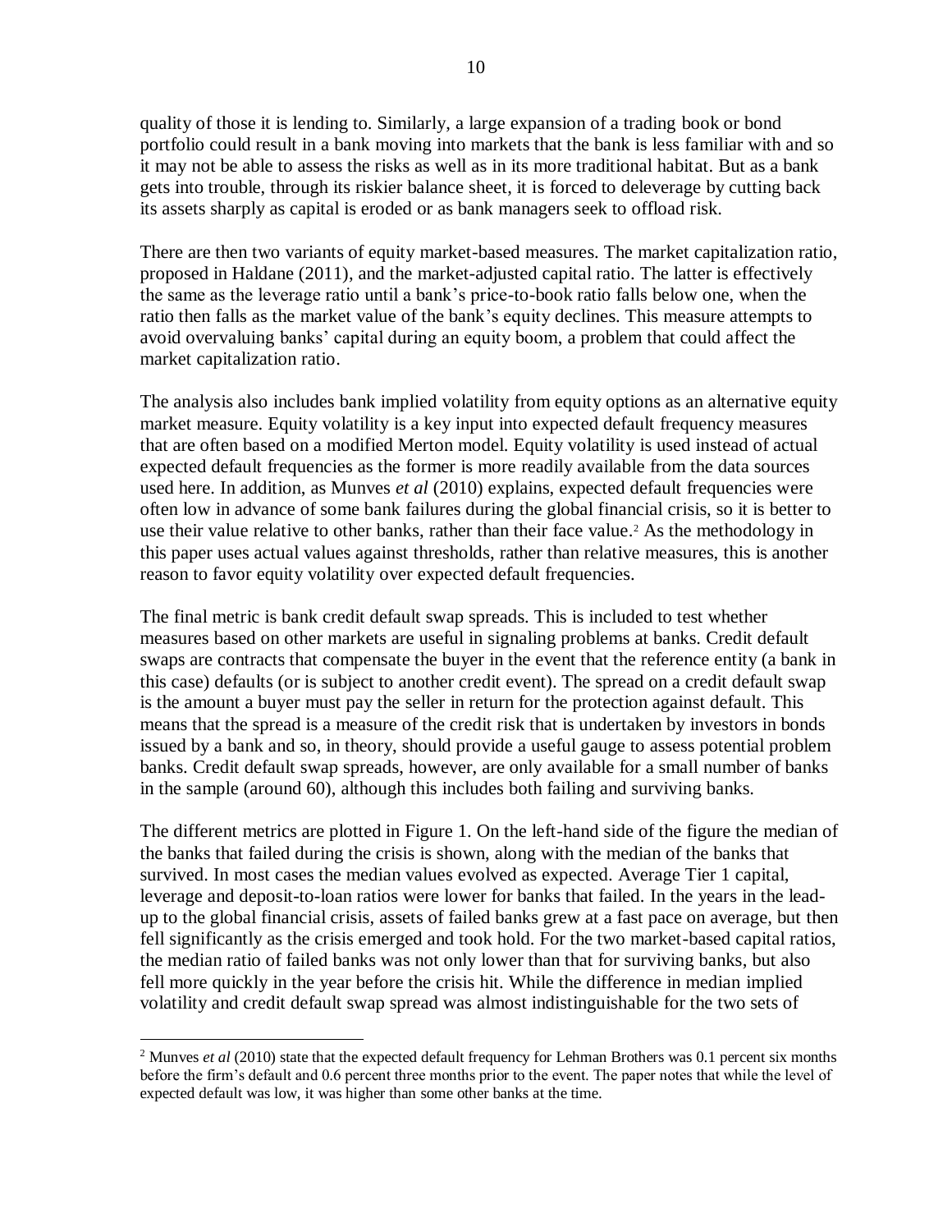quality of those it is lending to. Similarly, a large expansion of a trading book or bond portfolio could result in a bank moving into markets that the bank is less familiar with and so it may not be able to assess the risks as well as in its more traditional habitat. But as a bank gets into trouble, through its riskier balance sheet, it is forced to deleverage by cutting back its assets sharply as capital is eroded or as bank managers seek to offload risk.

There are then two variants of equity market-based measures. The market capitalization ratio, proposed in Haldane (2011), and the market-adjusted capital ratio. The latter is effectively the same as the leverage ratio until a bank's price-to-book ratio falls below one, when the ratio then falls as the market value of the bank's equity declines. This measure attempts to avoid overvaluing banks' capital during an equity boom, a problem that could affect the market capitalization ratio.

The analysis also includes bank implied volatility from equity options as an alternative equity market measure. Equity volatility is a key input into expected default frequency measures that are often based on a modified Merton model. Equity volatility is used instead of actual expected default frequencies as the former is more readily available from the data sources used here. In addition, as Munves *et al* (2010) explains, expected default frequencies were often low in advance of some bank failures during the global financial crisis, so it is better to use their value relative to other banks, rather than their face value.[2] As the methodology in this paper uses actual values against thresholds, rather than relative measures, this is another reason to favor equity volatility over expected default frequencies.

The final metric is bank credit default swap spreads. This is included to test whether measures based on other markets are useful in signaling problems at banks. Credit default swaps are contracts that compensate the buyer in the event that the reference entity (a bank in this case) defaults (or is subject to another credit event). The spread on a credit default swap is the amount a buyer must pay the seller in return for the protection against default. This means that the spread is a measure of the credit risk that is undertaken by investors in bonds issued by a bank and so, in theory, should provide a useful gauge to assess potential problem banks. Credit default swap spreads, however, are only available for a small number of banks in the sample (around 60), although this includes both failing and surviving banks.

The different metrics are plotted in Figure 1. On the left-hand side of the figure the median of the banks that failed during the crisis is shown, along with the median of the banks that survived. In most cases the median values evolved as expected. Average Tier 1 capital, leverage and deposit-to-loan ratios were lower for banks that failed. In the years in the lead-up to the global financial crisis, assets of failed banks grew at a fast pace on average, but then fell significantly as the crisis emerged and took hold. For the two market-based capital ratios, the median ratio of failed banks was not only lower than that for surviving banks, but also fell more quickly in the year before the crisis hit. While the difference in median implied volatility and credit default swap spread was almost indistinguishable for the two sets of

[2] Munves *et al* (2010) state that the expected default frequency for Lehman Brothers was 0.1 percent six months before the firm's default and 0.6 percent three months prior to the event. The paper notes that while the level of expected default was low, it was higher than some other banks at the time.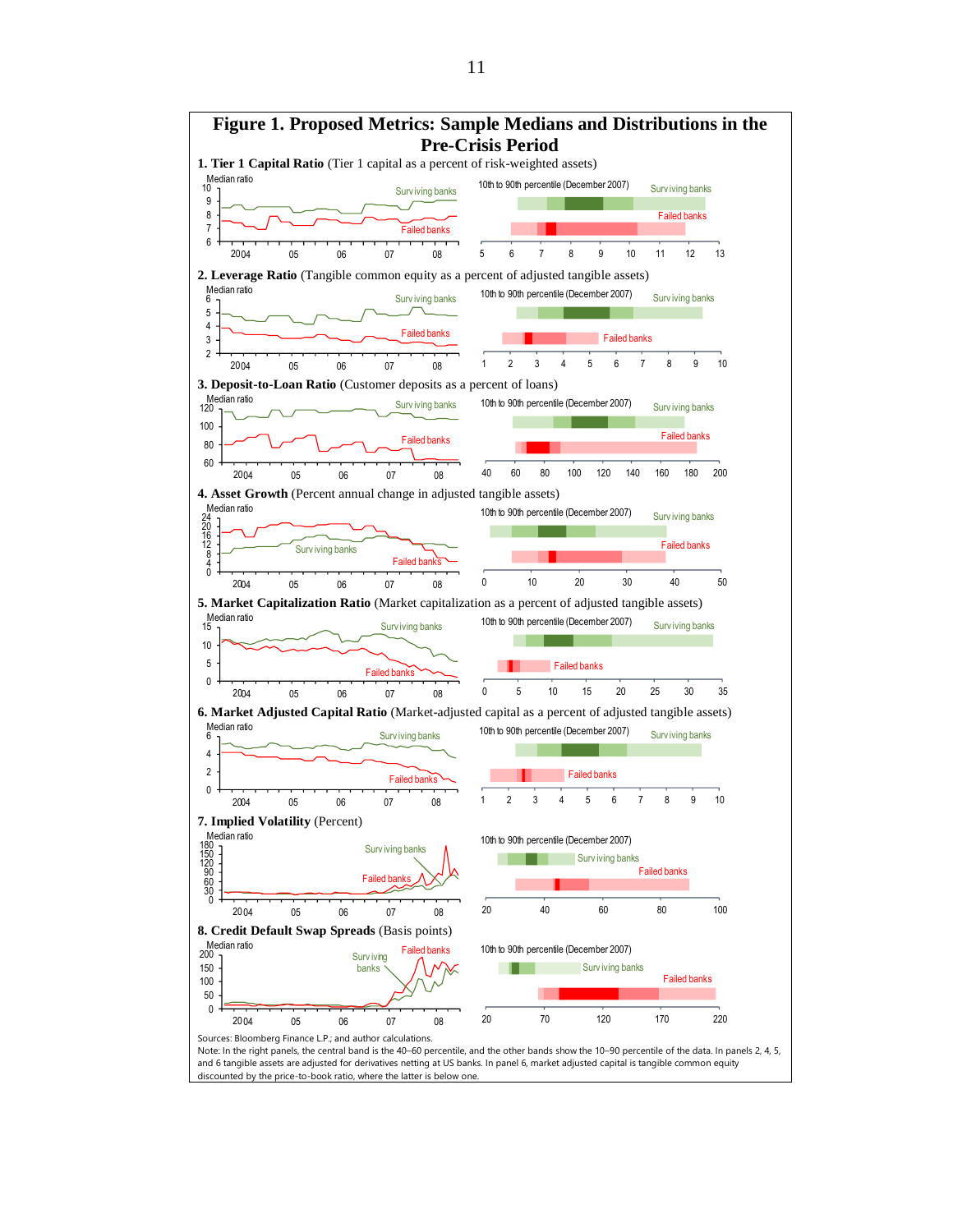## Figure 1. Proposed Metrics: Sample Medians and Distributions in the Pre-Crisis Period

**1. Tier 1 Capital Ratio** (Tier 1 capital as a percent of risk-weighted assets)

**2. Leverage Ratio** (Tangible common equity as a percent of adjusted tangible assets)

**3. Deposit-to-Loan Ratio** (Customer deposits as a percent of loans)

**4. Asset Growth** (Percent annual change in adjusted tangible assets)

**5. Market Capitalization Ratio** (Market capitalization as a percent of adjusted tangible assets)

**6. Market Adjusted Capital Ratio** (Market-adjusted capital as a percent of adjusted tangible assets)

**7. Implied Volatility** (Percent)

**8. Credit Default Swap Spreads** (Basis points)

Sources: Bloomberg Finance L.P.; and author calculations.

Note: In the right panels, the central band is the 40–60 percentile, and the other bands show the 10–90 percentile of the data. In panels 2, 4, 5, and 6 tangible assets are adjusted for derivatives netting at US banks. In panel 6, market adjusted capital is tangible common equity discounted by the price-to-book ratio, where the latter is below one.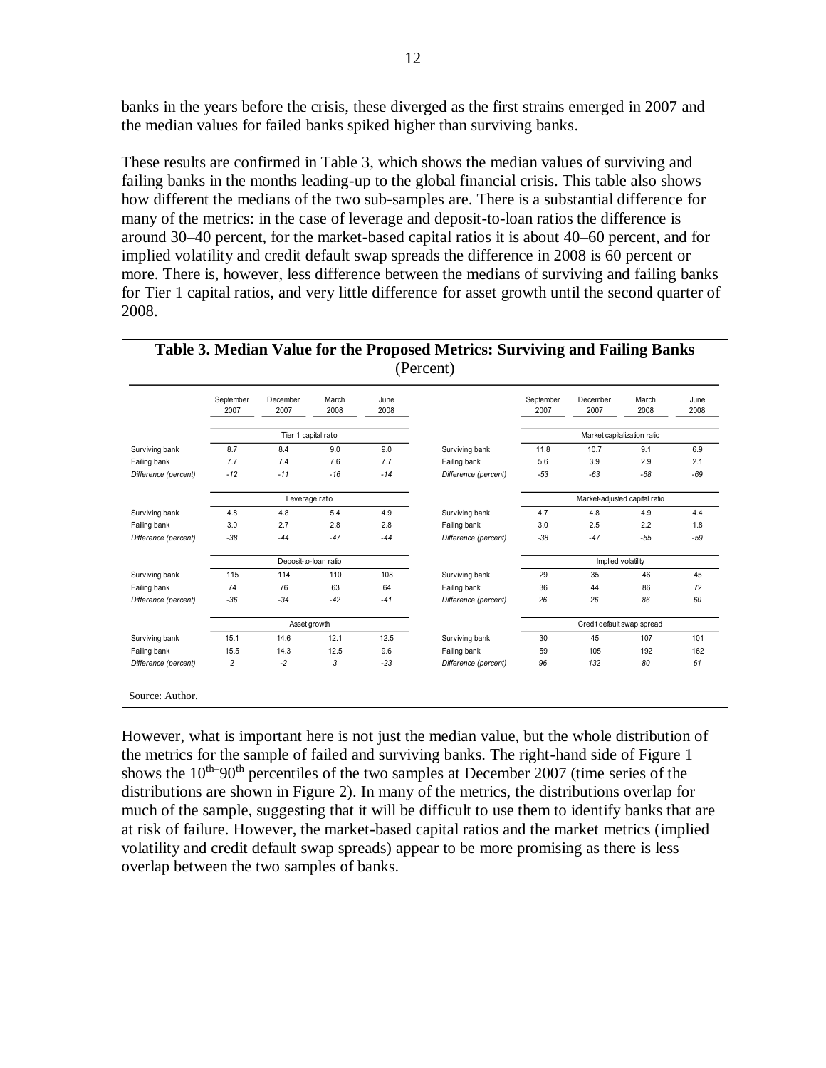banks in the years before the crisis, these diverged as the first strains emerged in 2007 and the median values for failed banks spiked higher than surviving banks.

These results are confirmed in Table 3, which shows the median values of surviving and failing banks in the months leading-up to the global financial crisis. This table also shows how different the medians of the two sub-samples are. There is a substantial difference for many of the metrics: in the case of leverage and deposit-to-loan ratios the difference is around 30–40 percent, for the market-based capital ratios it is about 40–60 percent, and for implied volatility and credit default swap spreads the difference in 2008 is 60 percent or more. There is, however, less difference between the medians of surviving and failing banks for Tier 1 capital ratios, and very little difference for asset growth until the second quarter of 2008.

**Table 3. Median Value for the Proposed Metrics: Surviving and Failing Banks**
(Percent)

| | September 2007 | December 2007 | March 2008 | June 2008 | | September 2007 | December 2007 | March 2008 | June 2008 |
|---|---|---|---|---|---|---|---|---|---|
| | Tier 1 capital ratio | | | | | Market capitalization ratio | | | |
| Surviving bank | 8.7 | 8.4 | 9.0 | 9.0 | Surviving bank | 11.8 | 10.7 | 9.1 | 6.9 |
| Failing bank | 7.7 | 7.4 | 7.6 | 7.7 | Failing bank | 5.6 | 3.9 | 2.9 | 2.1 |
| *Difference (percent)* | *-12* | *-11* | *-16* | *-14* | *Difference (percent)* | *-53* | *-63* | *-68* | *-69* |
| | Leverage ratio | | | | | Market-adjusted capital ratio | | | |
| Surviving bank | 4.8 | 4.8 | 5.4 | 4.9 | Surviving bank | 4.7 | 4.8 | 4.9 | 4.4 |
| Failing bank | 3.0 | 2.7 | 2.8 | 2.8 | Failing bank | 3.0 | 2.5 | 2.2 | 1.8 |
| *Difference (percent)* | *-38* | *-44* | *-47* | *-44* | *Difference (percent)* | *-38* | *-47* | *-55* | *-59* |
| | Deposit-to-loan ratio | | | | | Implied volatility | | | |
| Surviving bank | 115 | 114 | 110 | 108 | Surviving bank | 29 | 35 | 46 | 45 |
| Failing bank | 74 | 76 | 63 | 64 | Failing bank | 36 | 44 | 86 | 72 |
| *Difference (percent)* | *-36* | *-34* | *-42* | *-41* | *Difference (percent)* | *26* | *26* | *86* | *60* |
| | Asset growth | | | | | Credit default swap spread | | | |
| Surviving bank | 15.1 | 14.6 | 12.1 | 12.5 | Surviving bank | 30 | 45 | 107 | 101 |
| Failing bank | 15.5 | 14.3 | 12.5 | 9.6 | Failing bank | 59 | 105 | 192 | 162 |
| *Difference (percent)* | *2* | *-2* | *3* | *-23* | *Difference (percent)* | *96* | *132* | *80* | *61* |

Source: Author.

However, what is important here is not just the median value, but the whole distribution of the metrics for the sample of failed and surviving banks. The right-hand side of Figure 1 shows the 10th–90th percentiles of the two samples at December 2007 (time series of the distributions are shown in Figure 2). In many of the metrics, the distributions overlap for much of the sample, suggesting that it will be difficult to use them to identify banks that are at risk of failure. However, the market-based capital ratios and the market metrics (implied volatility and credit default swap spreads) appear to be more promising as there is less overlap between the two samples of banks.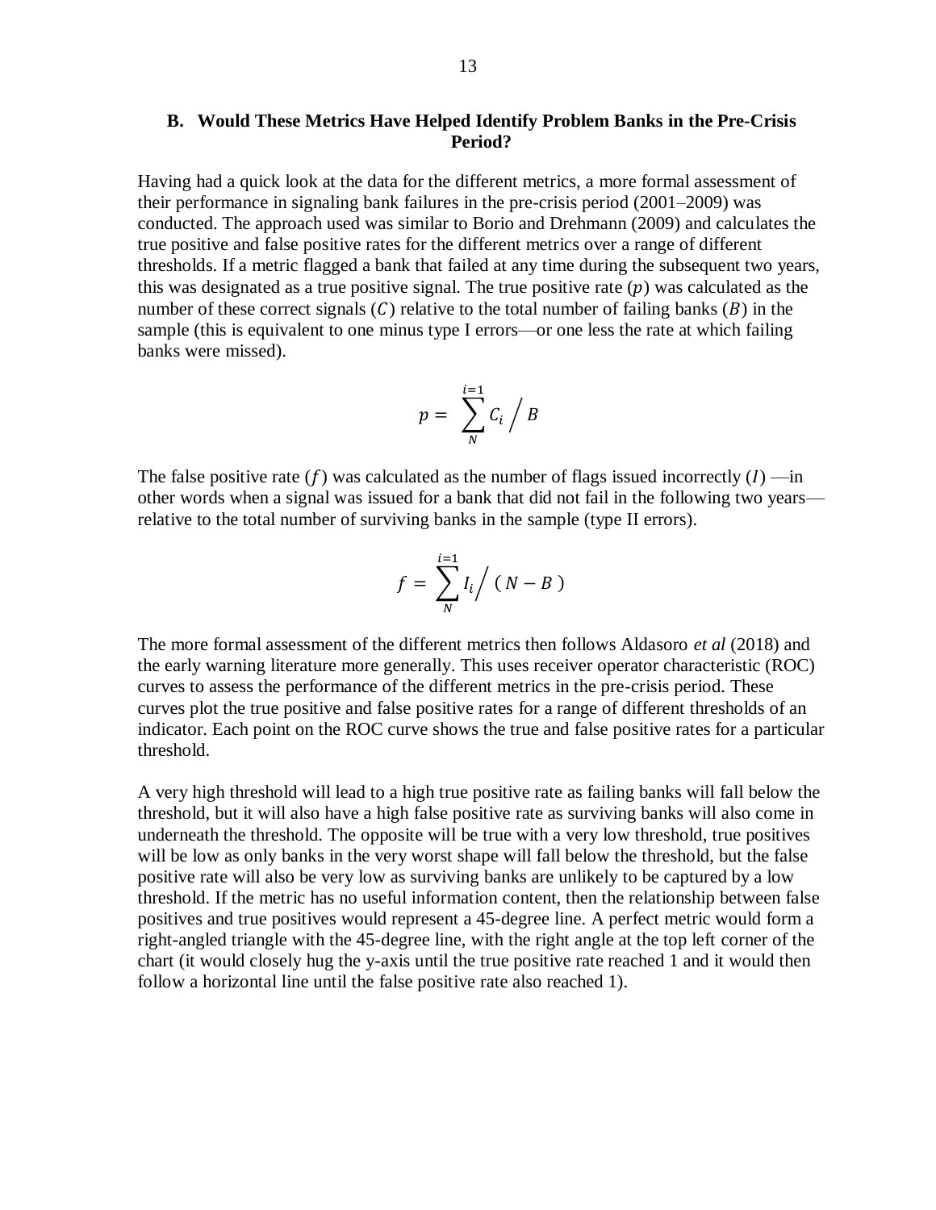### B. Would These Metrics Have Helped Identify Problem Banks in the Pre-Crisis Period?

Having had a quick look at the data for the different metrics, a more formal assessment of their performance in signaling bank failures in the pre-crisis period (2001–2009) was conducted. The approach used was similar to Borio and Drehmann (2009) and calculates the true positive and false positive rates for the different metrics over a range of different thresholds. If a metric flagged a bank that failed at any time during the subsequent two years, this was designated as a true positive signal. The true positive rate ($p$) was calculated as the number of these correct signals ($C$) relative to the total number of failing banks ($B$) in the sample (this is equivalent to one minus type I errors—or one less the rate at which failing banks were missed).

$$p = \sum_{N}^{i=1} C_i \Big/ B$$

The false positive rate ($f$) was calculated as the number of flags issued incorrectly ($I$) —in other words when a signal was issued for a bank that did not fail in the following two years—relative to the total number of surviving banks in the sample (type II errors).

$$f = \sum_{N}^{i=1} I_i \Big/ \left( N - B \right)$$

The more formal assessment of the different metrics then follows Aldasoro *et al* (2018) and the early warning literature more generally. This uses receiver operator characteristic (ROC) curves to assess the performance of the different metrics in the pre-crisis period. These curves plot the true positive and false positive rates for a range of different thresholds of an indicator. Each point on the ROC curve shows the true and false positive rates for a particular threshold.

A very high threshold will lead to a high true positive rate as failing banks will fall below the threshold, but it will also have a high false positive rate as surviving banks will also come in underneath the threshold. The opposite will be true with a very low threshold, true positives will be low as only banks in the very worst shape will fall below the threshold, but the false positive rate will also be very low as surviving banks are unlikely to be captured by a low threshold. If the metric has no useful information content, then the relationship between false positives and true positives would represent a 45-degree line. A perfect metric would form a right-angled triangle with the 45-degree line, with the right angle at the top left corner of the chart (it would closely hug the y-axis until the true positive rate reached 1 and it would then follow a horizontal line until the false positive rate also reached 1).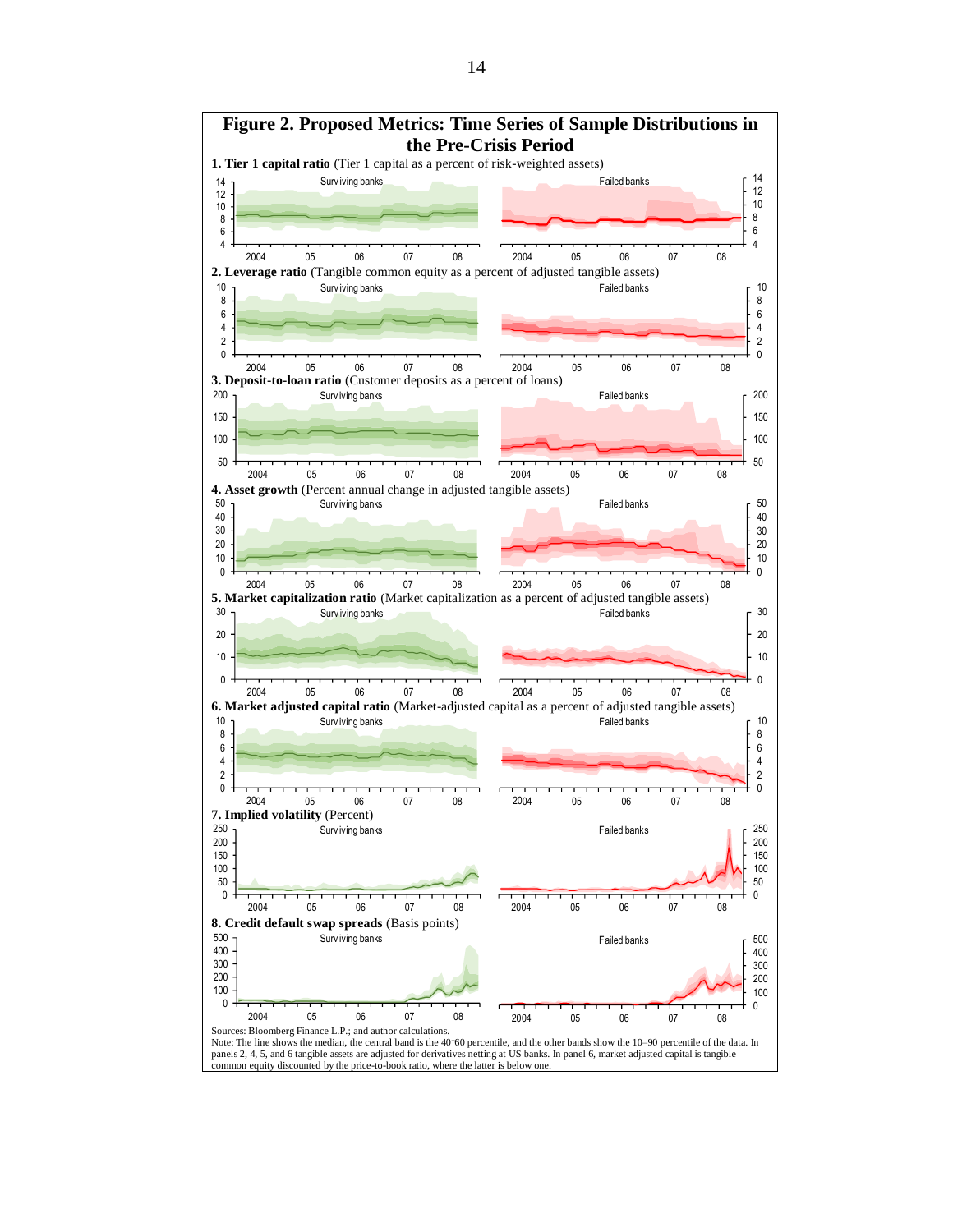## Figure 2. Proposed Metrics: Time Series of Sample Distributions in the Pre-Crisis Period

**1. Tier 1 capital ratio** (Tier 1 capital as a percent of risk-weighted assets)

**2. Leverage ratio** (Tangible common equity as a percent of adjusted tangible assets)

**3. Deposit-to-loan ratio** (Customer deposits as a percent of loans)

**4. Asset growth** (Percent annual change in adjusted tangible assets)

**5. Market capitalization ratio** (Market capitalization as a percent of adjusted tangible assets)

**6. Market adjusted capital ratio** (Market-adjusted capital as a percent of adjusted tangible assets)

**7. Implied volatility** (Percent)

**8. Credit default swap spreads** (Basis points)

Sources: Bloomberg Finance L.P.; and author calculations.
Note: The line shows the median, the central band is the 40–60 percentile, and the other bands show the 10–90 percentile of the data. In panels 2, 4, 5, and 6 tangible assets are adjusted for derivatives netting at US banks. In panel 6, market adjusted capital is tangible common equity discounted by the price-to-book ratio, where the latter is below one.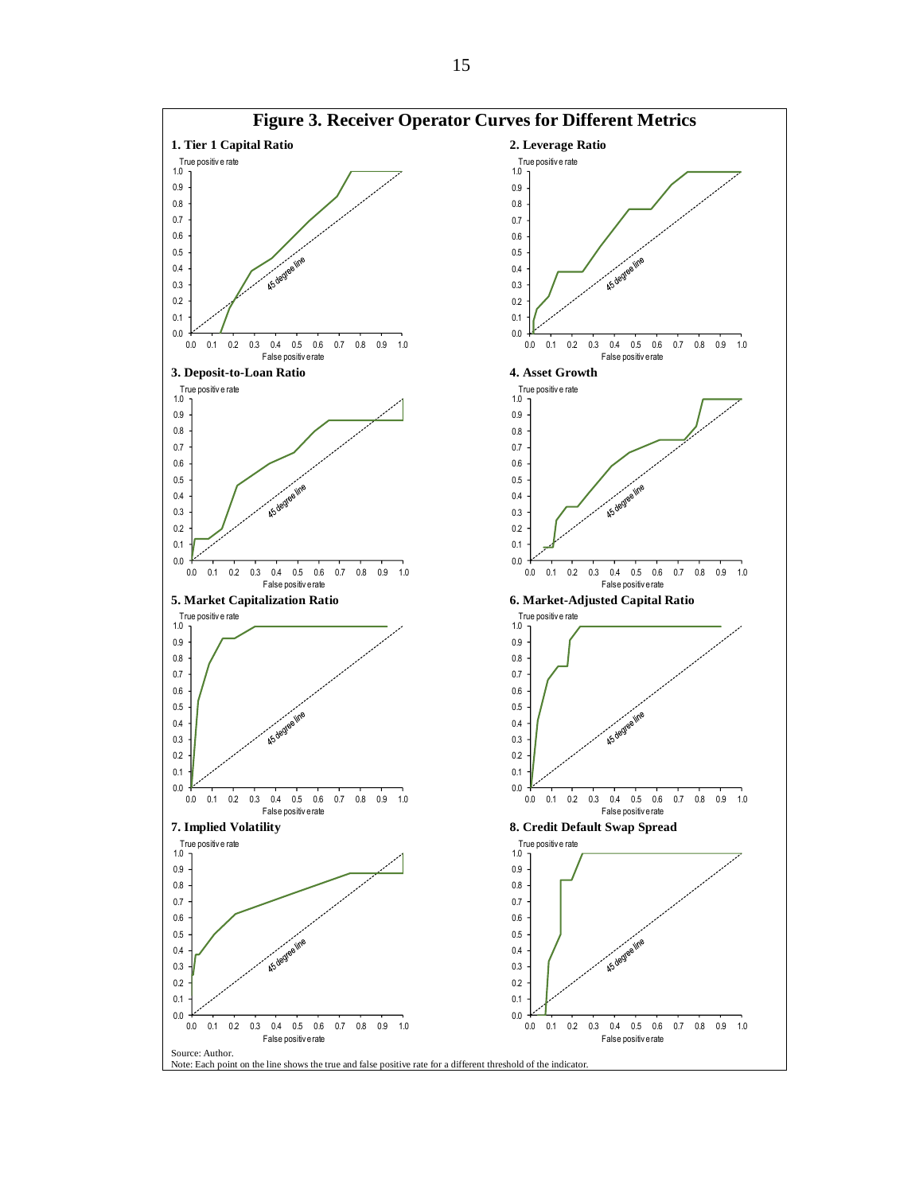## Figure 3. Receiver Operator Curves for Different Metrics

**1. Tier 1 Capital Ratio**

**2. Leverage Ratio**

**3. Deposit-to-Loan Ratio**

**4. Asset Growth**

**5. Market Capitalization Ratio**

**6. Market-Adjusted Capital Ratio**

**7. Implied Volatility**

**8. Credit Default Swap Spread**

Source: Author.

Note: Each point on the line shows the true and false positive rate for a different threshold of the indicator.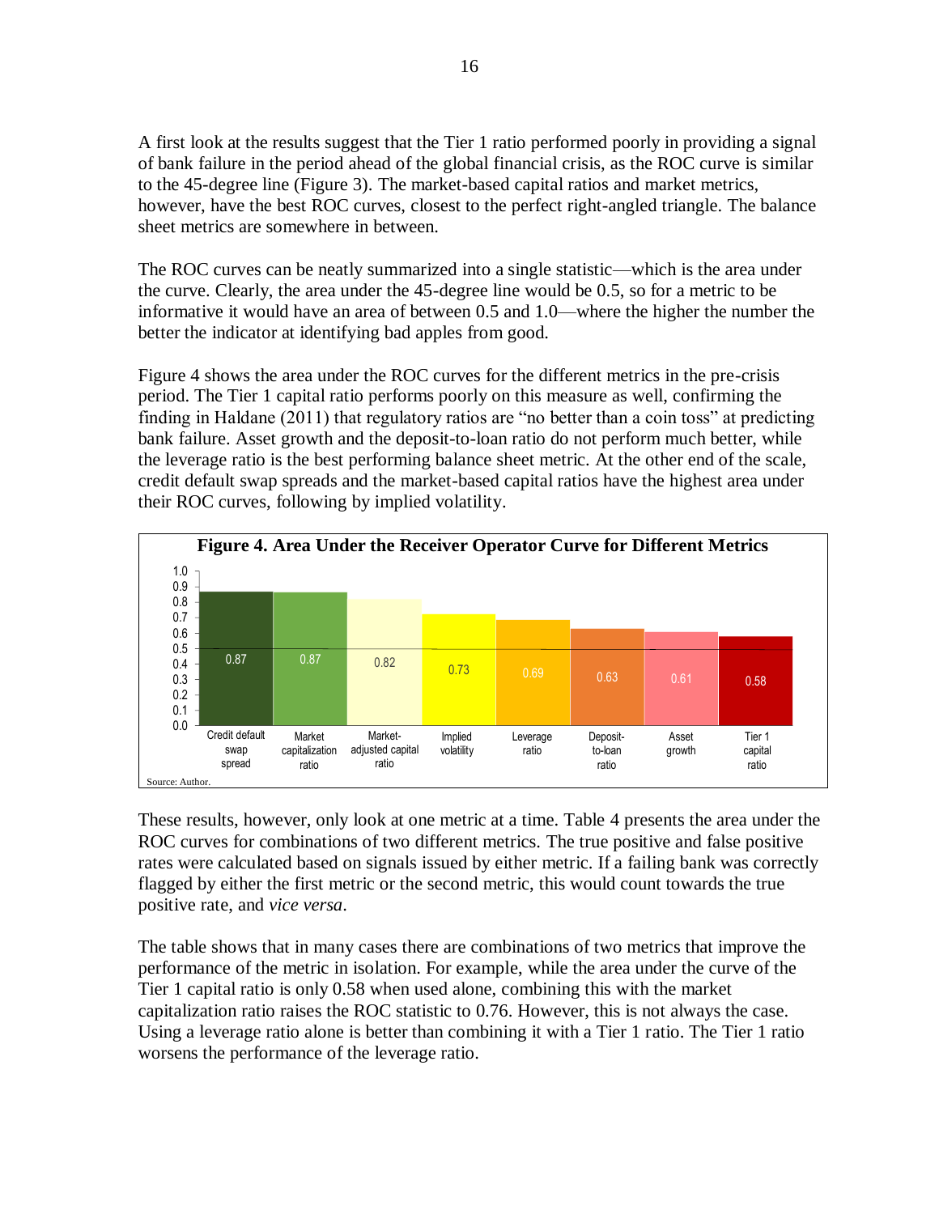A first look at the results suggest that the Tier 1 ratio performed poorly in providing a signal of bank failure in the period ahead of the global financial crisis, as the ROC curve is similar to the 45-degree line (Figure 3). The market-based capital ratios and market metrics, however, have the best ROC curves, closest to the perfect right-angled triangle. The balance sheet metrics are somewhere in between.

The ROC curves can be neatly summarized into a single statistic—which is the area under the curve. Clearly, the area under the 45-degree line would be 0.5, so for a metric to be informative it would have an area of between 0.5 and 1.0—where the higher the number the better the indicator at identifying bad apples from good.

Figure 4 shows the area under the ROC curves for the different metrics in the pre-crisis period. The Tier 1 capital ratio performs poorly on this measure as well, confirming the finding in Haldane (2011) that regulatory ratios are "no better than a coin toss" at predicting bank failure. Asset growth and the deposit-to-loan ratio do not perform much better, while the leverage ratio is the best performing balance sheet metric. At the other end of the scale, credit default swap spreads and the market-based capital ratios have the highest area under their ROC curves, following by implied volatility.

**Figure 4. Area Under the Receiver Operator Curve for Different Metrics**

| Credit default swap spread | Market capitalization ratio | Market-adjusted capital ratio | Implied volatility | Leverage ratio | Deposit-to-loan ratio | Asset growth | Tier 1 capital ratio |
|---|---|---|---|---|---|---|---|
| 0.87 | 0.87 | 0.82 | 0.73 | 0.69 | 0.63 | 0.61 | 0.58 |

Source: Author.

These results, however, only look at one metric at a time. Table 4 presents the area under the ROC curves for combinations of two different metrics. The true positive and false positive rates were calculated based on signals issued by either metric. If a failing bank was correctly flagged by either the first metric or the second metric, this would count towards the true positive rate, and *vice versa*.

The table shows that in many cases there are combinations of two metrics that improve the performance of the metric in isolation. For example, while the area under the curve of the Tier 1 capital ratio is only 0.58 when used alone, combining this with the market capitalization ratio raises the ROC statistic to 0.76. However, this is not always the case. Using a leverage ratio alone is better than combining it with a Tier 1 ratio. The Tier 1 ratio worsens the performance of the leverage ratio.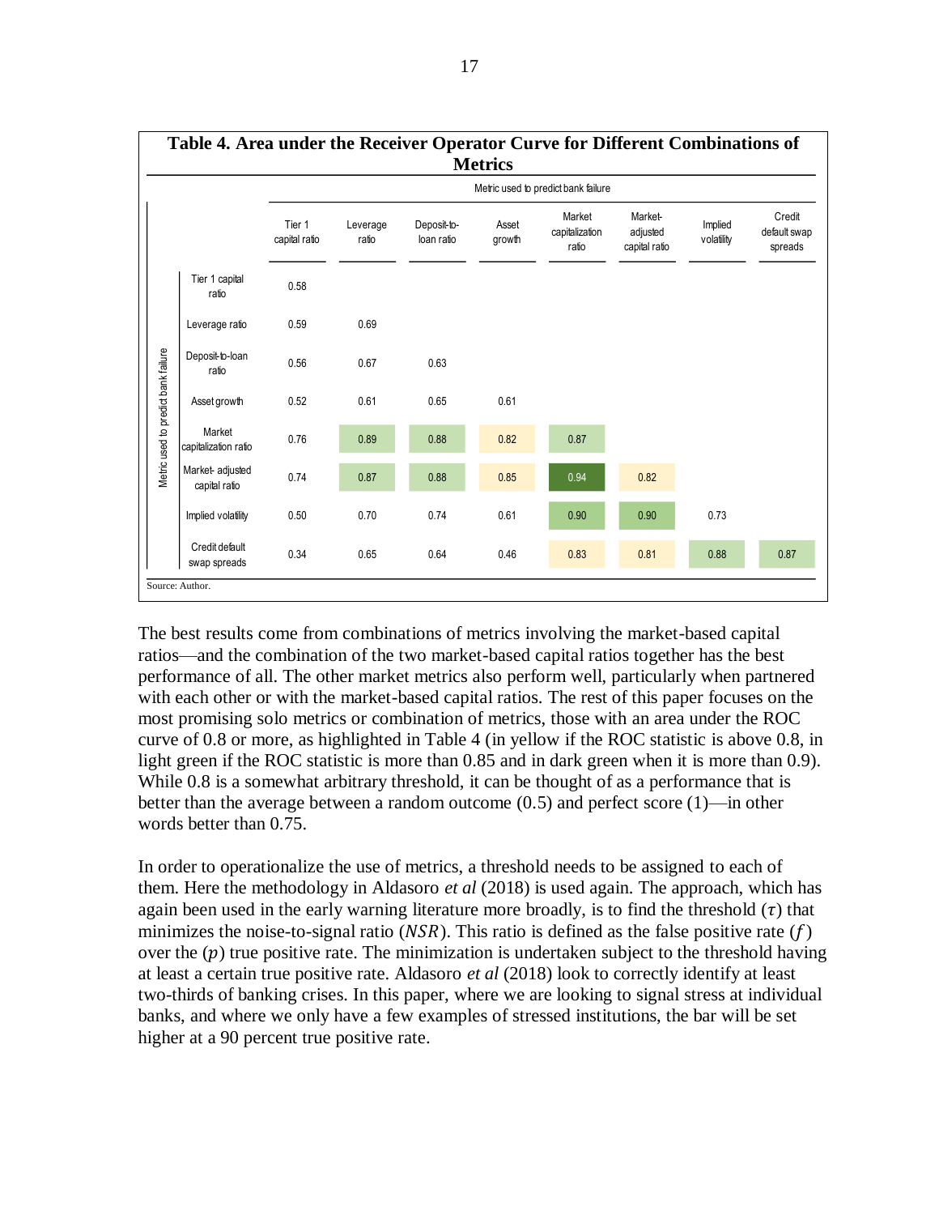**Table 4. Area under the Receiver Operator Curve for Different Combinations of Metrics**

| Metric used to predict bank failure | Tier 1 capital ratio | Leverage ratio | Deposit-to-loan ratio | Asset growth | Market capitalization ratio | Market-adjusted capital ratio | Implied volatility | Credit default swap spreads |
|---|---|---|---|---|---|---|---|---|
| Tier 1 capital ratio | 0.58 | | | | | | | |
| Leverage ratio | 0.59 | 0.69 | | | | | | |
| Deposit-to-loan ratio | 0.56 | 0.67 | 0.63 | | | | | |
| Asset growth | 0.52 | 0.61 | 0.65 | 0.61 | | | | |
| Market capitalization ratio | 0.76 | 0.89 | 0.88 | 0.82 | 0.87 | | | |
| Market- adjusted capital ratio | 0.74 | 0.87 | 0.88 | 0.85 | 0.94 | 0.82 | | |
| Implied volatility | 0.50 | 0.70 | 0.74 | 0.61 | 0.90 | 0.90 | 0.73 | |
| Credit default swap spreads | 0.34 | 0.65 | 0.64 | 0.46 | 0.83 | 0.81 | 0.88 | 0.87 |

Source: Author.

The best results come from combinations of metrics involving the market-based capital ratios—and the combination of the two market-based capital ratios together has the best performance of all. The other market metrics also perform well, particularly when partnered with each other or with the market-based capital ratios. The rest of this paper focuses on the most promising solo metrics or combination of metrics, those with an area under the ROC curve of 0.8 or more, as highlighted in Table 4 (in yellow if the ROC statistic is above 0.8, in light green if the ROC statistic is more than 0.85 and in dark green when it is more than 0.9). While 0.8 is a somewhat arbitrary threshold, it can be thought of as a performance that is better than the average between a random outcome (0.5) and perfect score (1)—in other words better than 0.75.

In order to operationalize the use of metrics, a threshold needs to be assigned to each of them. Here the methodology in Aldasoro *et al* (2018) is used again. The approach, which has again been used in the early warning literature more broadly, is to find the threshold ($\tau$) that minimizes the noise-to-signal ratio ($NSR$). This ratio is defined as the false positive rate ($f$) over the ($p$) true positive rate. The minimization is undertaken subject to the threshold having at least a certain true positive rate. Aldasoro *et al* (2018) look to correctly identify at least two-thirds of banking crises. In this paper, where we are looking to signal stress at individual banks, and where we only have a few examples of stressed institutions, the bar will be set higher at a 90 percent true positive rate.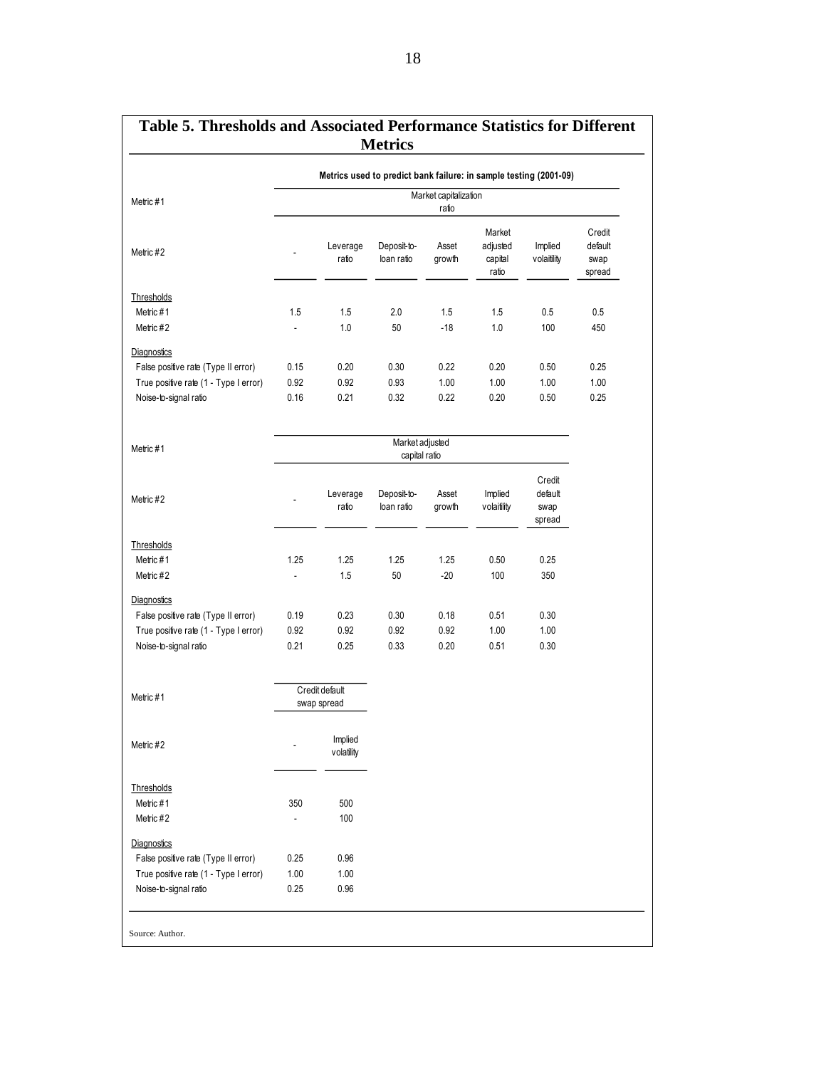## Table 5. Thresholds and Associated Performance Statistics for Different Metrics

**Metrics used to predict bank failure: in sample testing (2001-09)**

| Metric #1 | Market capitalization ratio | | | | | | |
|---|---|---|---|---|---|---|---|
| Metric #2 | - | Leverage ratio | Deposit-to-loan ratio | Asset growth | Market adjusted capital ratio | Implied volaitility | Credit default swap spread |
| **Thresholds** | | | | | | | |
| Metric #1 | 1.5 | 1.5 | 2.0 | 1.5 | 1.5 | 0.5 | 0.5 |
| Metric #2 | - | 1.0 | 50 | -18 | 1.0 | 100 | 450 |
| **Diagnostics** | | | | | | | |
| False positive rate (Type II error) | 0.15 | 0.20 | 0.30 | 0.22 | 0.20 | 0.50 | 0.25 |
| True positive rate (1 - Type I error) | 0.92 | 0.92 | 0.93 | 1.00 | 1.00 | 1.00 | 1.00 |
| Noise-to-signal ratio | 0.16 | 0.21 | 0.32 | 0.22 | 0.20 | 0.50 | 0.25 |

| Metric #1 | Market adjusted capital ratio | | | | | |
|---|---|---|---|---|---|---|
| Metric #2 | - | Leverage ratio | Deposit-to-loan ratio | Asset growth | Implied volaitility | Credit default swap spread |
| **Thresholds** | | | | | | |
| Metric #1 | 1.25 | 1.25 | 1.25 | 1.25 | 0.50 | 0.25 |
| Metric #2 | - | 1.5 | 50 | -20 | 100 | 350 |
| **Diagnostics** | | | | | | |
| False positive rate (Type II error) | 0.19 | 0.23 | 0.30 | 0.18 | 0.51 | 0.30 |
| True positive rate (1 - Type I error) | 0.92 | 0.92 | 0.92 | 0.92 | 1.00 | 1.00 |
| Noise-to-signal ratio | 0.21 | 0.25 | 0.33 | 0.20 | 0.51 | 0.30 |

| Metric #1 | Credit default swap spread | |
|---|---|---|
| Metric #2 | - | Implied volatility |
| **Thresholds** | | |
| Metric #1 | 350 | 500 |
| Metric #2 | - | 100 |
| **Diagnostics** | | |
| False positive rate (Type II error) | 0.25 | 0.96 |
| True positive rate (1 - Type I error) | 1.00 | 1.00 |
| Noise-to-signal ratio | 0.25 | 0.96 |

Source: Author.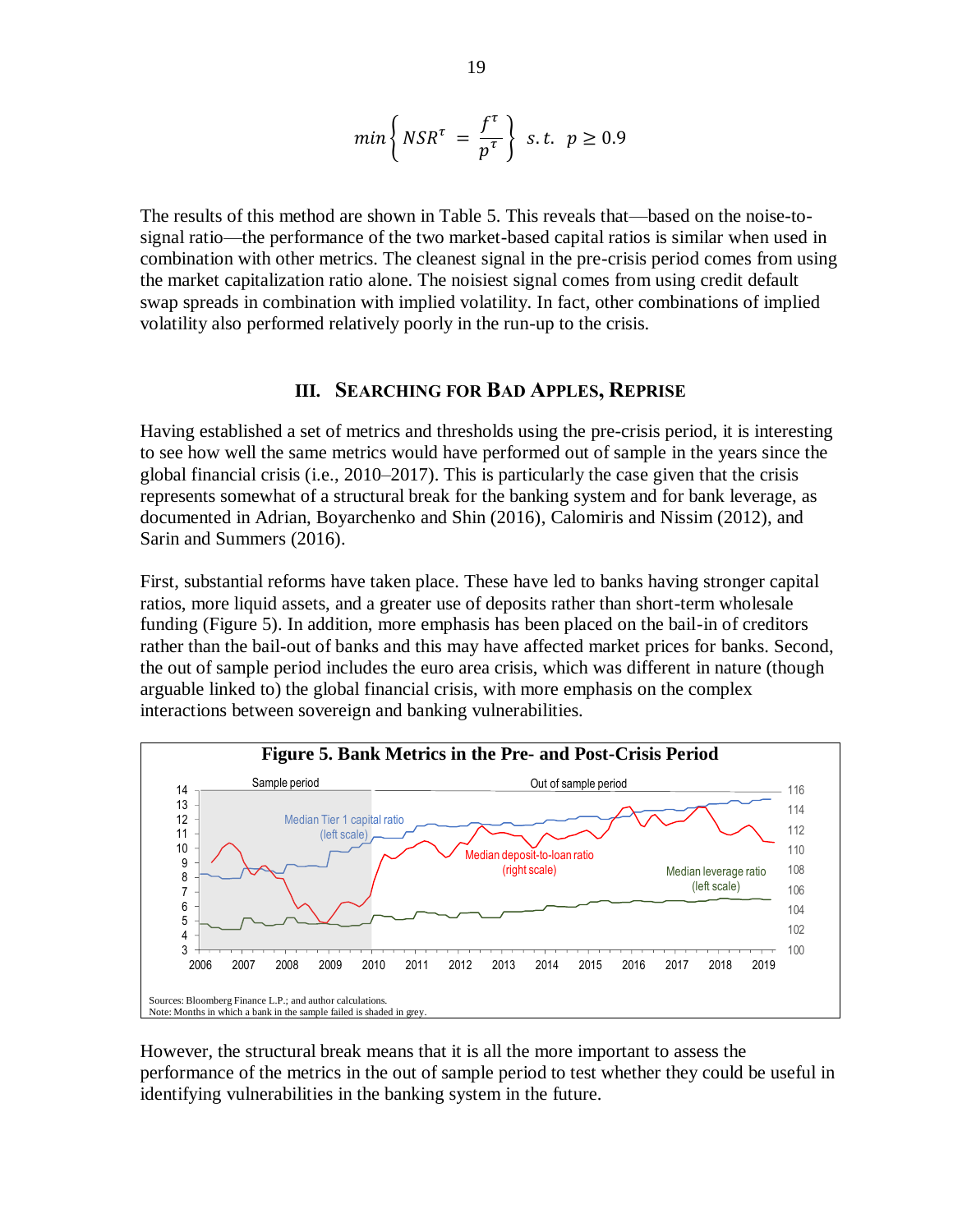$$min\left\{NSR^{\tau} = \frac{f^{\tau}}{p^{\tau}}\right\} \; s.t. \;\; p \geq 0.9$$

The results of this method are shown in Table 5. This reveals that—based on the noise-to-signal ratio—the performance of the two market-based capital ratios is similar when used in combination with other metrics. The cleanest signal in the pre-crisis period comes from using the market capitalization ratio alone. The noisiest signal comes from using credit default swap spreads in combination with implied volatility. In fact, other combinations of implied volatility also performed relatively poorly in the run-up to the crisis.

## III. Searching for Bad Apples, Reprise

Having established a set of metrics and thresholds using the pre-crisis period, it is interesting to see how well the same metrics would have performed out of sample in the years since the global financial crisis (i.e., 2010–2017). This is particularly the case given that the crisis represents somewhat of a structural break for the banking system and for bank leverage, as documented in Adrian, Boyarchenko and Shin (2016), Calomiris and Nissim (2012), and Sarin and Summers (2016).

First, substantial reforms have taken place. These have led to banks having stronger capital ratios, more liquid assets, and a greater use of deposits rather than short-term wholesale funding (Figure 5). In addition, more emphasis has been placed on the bail-in of creditors rather than the bail-out of banks and this may have affected market prices for banks. Second, the out of sample period includes the euro area crisis, which was different in nature (though arguable linked to) the global financial crisis, with more emphasis on the complex interactions between sovereign and banking vulnerabilities.

**Figure 5. Bank Metrics in the Pre- and Post-Crisis Period**

Sources: Bloomberg Finance L.P.; and author calculations.
Note: Months in which a bank in the sample failed is shaded in grey.

However, the structural break means that it is all the more important to assess the performance of the metrics in the out of sample period to test whether they could be useful in identifying vulnerabilities in the banking system in the future.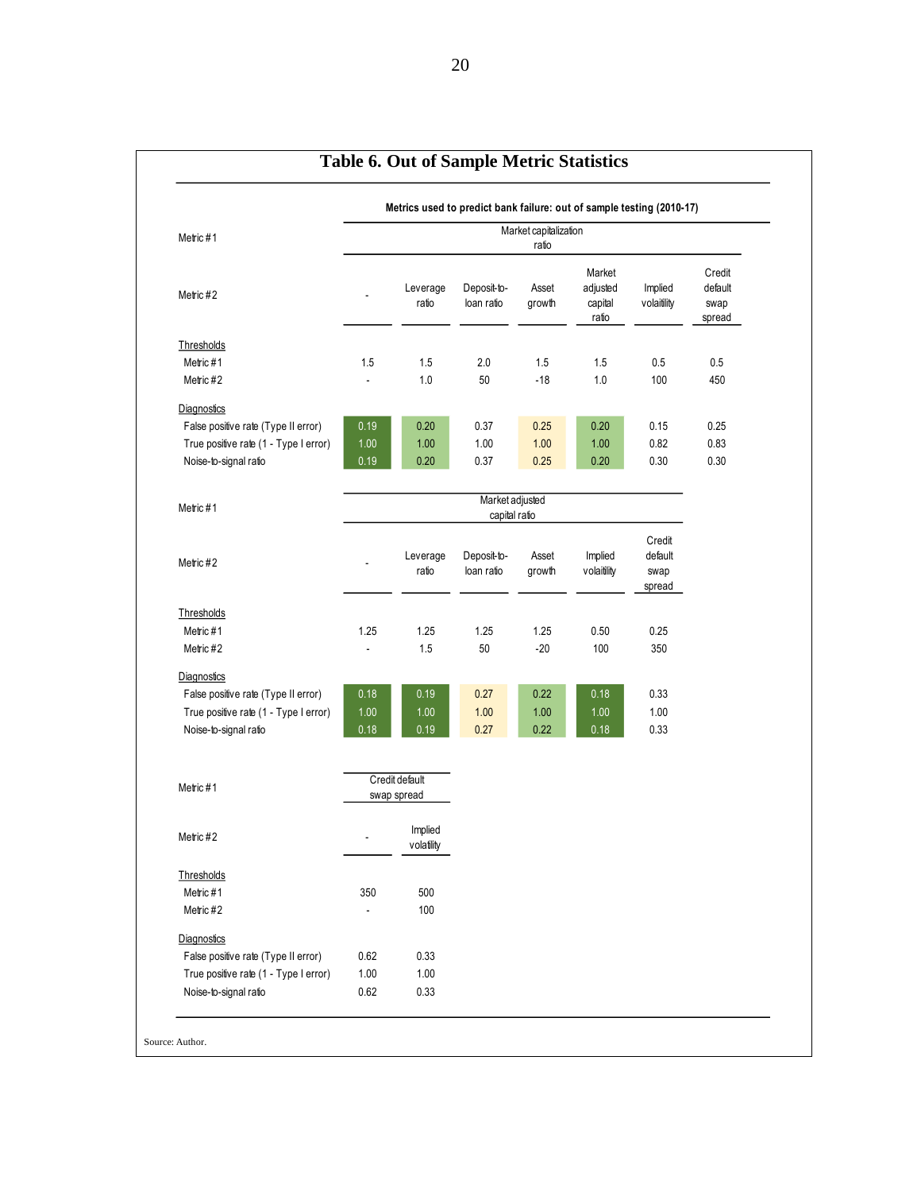# Table 6. Out of Sample Metric Statistics

**Metrics used to predict bank failure: out of sample testing (2010-17)**

| Metric #1 | Market capitalization ratio | | | | | | |
|---|---|---|---|---|---|---|---|
| Metric #2 | - | Leverage ratio | Deposit-to-loan ratio | Asset growth | Market adjusted capital ratio | Implied volaitility | Credit default swap spread |
| **Thresholds** | | | | | | | |
| Metric #1 | 1.5 | 1.5 | 2.0 | 1.5 | 1.5 | 0.5 | 0.5 |
| Metric #2 | - | 1.0 | 50 | -18 | 1.0 | 100 | 450 |
| **Diagnostics** | | | | | | | |
| False positive rate (Type II error) | 0.19 | 0.20 | 0.37 | 0.25 | 0.20 | 0.15 | 0.25 |
| True positive rate (1 - Type I error) | 1.00 | 1.00 | 1.00 | 1.00 | 1.00 | 0.82 | 0.83 |
| Noise-to-signal ratio | 0.19 | 0.20 | 0.37 | 0.25 | 0.20 | 0.30 | 0.30 |

| Metric #1 | Market adjusted capital ratio | | | | | |
|---|---|---|---|---|---|---|
| Metric #2 | - | Leverage ratio | Deposit-to-loan ratio | Asset growth | Implied volaitility | Credit default swap spread |
| **Thresholds** | | | | | | |
| Metric #1 | 1.25 | 1.25 | 1.25 | 1.25 | 0.50 | 0.25 |
| Metric #2 | - | 1.5 | 50 | -20 | 100 | 350 |
| **Diagnostics** | | | | | | |
| False positive rate (Type II error) | 0.18 | 0.19 | 0.27 | 0.22 | 0.18 | 0.33 |
| True positive rate (1 - Type I error) | 1.00 | 1.00 | 1.00 | 1.00 | 1.00 | 1.00 |
| Noise-to-signal ratio | 0.18 | 0.19 | 0.27 | 0.22 | 0.18 | 0.33 |

| Metric #1 | Credit default swap spread | |
|---|---|---|
| Metric #2 | - | Implied volatility |
| **Thresholds** | | |
| Metric #1 | 350 | 500 |
| Metric #2 | - | 100 |
| **Diagnostics** | | |
| False positive rate (Type II error) | 0.62 | 0.33 |
| True positive rate (1 - Type I error) | 1.00 | 1.00 |
| Noise-to-signal ratio | 0.62 | 0.33 |

Source: Author.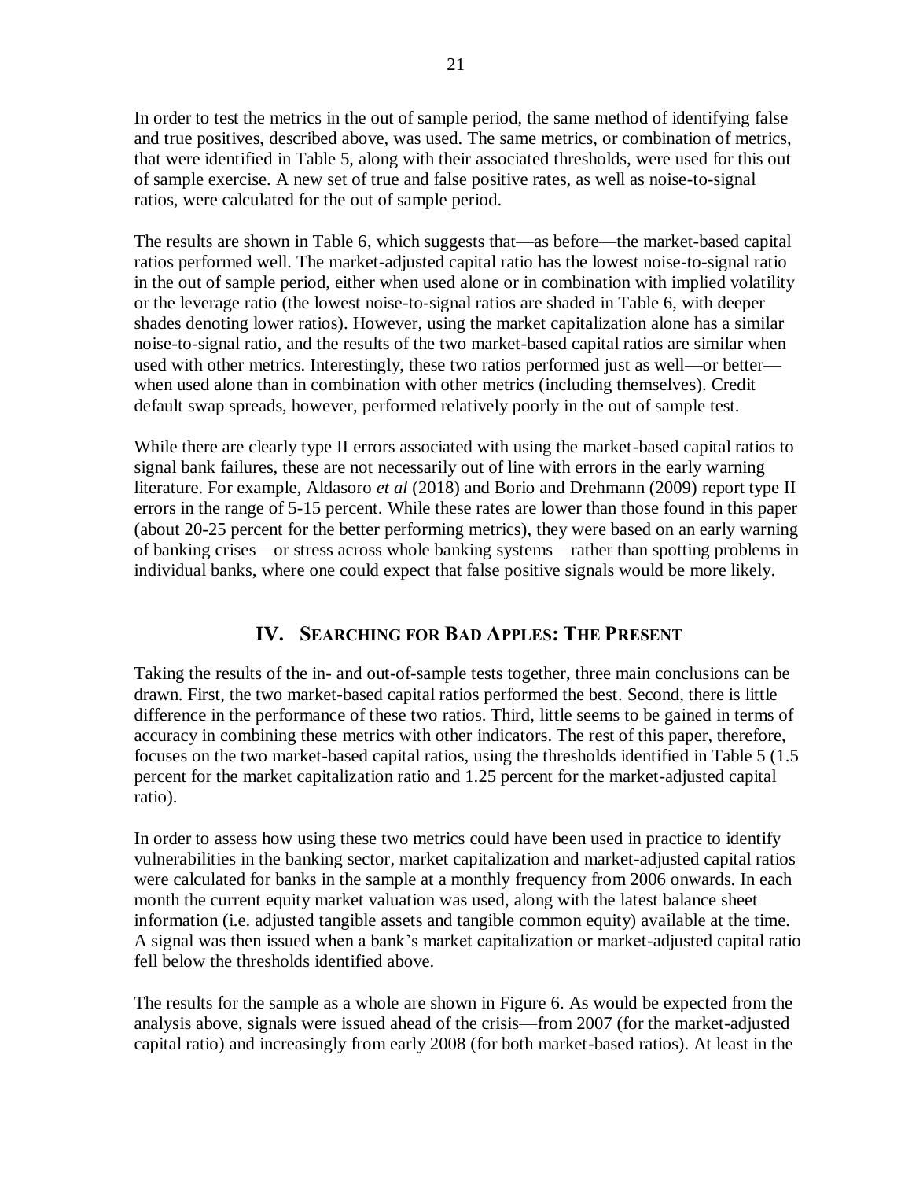In order to test the metrics in the out of sample period, the same method of identifying false and true positives, described above, was used. The same metrics, or combination of metrics, that were identified in Table 5, along with their associated thresholds, were used for this out of sample exercise. A new set of true and false positive rates, as well as noise-to-signal ratios, were calculated for the out of sample period.

The results are shown in Table 6, which suggests that—as before—the market-based capital ratios performed well. The market-adjusted capital ratio has the lowest noise-to-signal ratio in the out of sample period, either when used alone or in combination with implied volatility or the leverage ratio (the lowest noise-to-signal ratios are shaded in Table 6, with deeper shades denoting lower ratios). However, using the market capitalization alone has a similar noise-to-signal ratio, and the results of the two market-based capital ratios are similar when used with other metrics. Interestingly, these two ratios performed just as well—or better—when used alone than in combination with other metrics (including themselves). Credit default swap spreads, however, performed relatively poorly in the out of sample test.

While there are clearly type II errors associated with using the market-based capital ratios to signal bank failures, these are not necessarily out of line with errors in the early warning literature. For example, Aldasoro *et al* (2018) and Borio and Drehmann (2009) report type II errors in the range of 5-15 percent. While these rates are lower than those found in this paper (about 20-25 percent for the better performing metrics), they were based on an early warning of banking crises—or stress across whole banking systems—rather than spotting problems in individual banks, where one could expect that false positive signals would be more likely.

## IV. Searching for Bad Apples: The Present

Taking the results of the in- and out-of-sample tests together, three main conclusions can be drawn. First, the two market-based capital ratios performed the best. Second, there is little difference in the performance of these two ratios. Third, little seems to be gained in terms of accuracy in combining these metrics with other indicators. The rest of this paper, therefore, focuses on the two market-based capital ratios, using the thresholds identified in Table 5 (1.5 percent for the market capitalization ratio and 1.25 percent for the market-adjusted capital ratio).

In order to assess how using these two metrics could have been used in practice to identify vulnerabilities in the banking sector, market capitalization and market-adjusted capital ratios were calculated for banks in the sample at a monthly frequency from 2006 onwards. In each month the current equity market valuation was used, along with the latest balance sheet information (i.e. adjusted tangible assets and tangible common equity) available at the time. A signal was then issued when a bank's market capitalization or market-adjusted capital ratio fell below the thresholds identified above.

The results for the sample as a whole are shown in Figure 6. As would be expected from the analysis above, signals were issued ahead of the crisis—from 2007 (for the market-adjusted capital ratio) and increasingly from early 2008 (for both market-based ratios). At least in the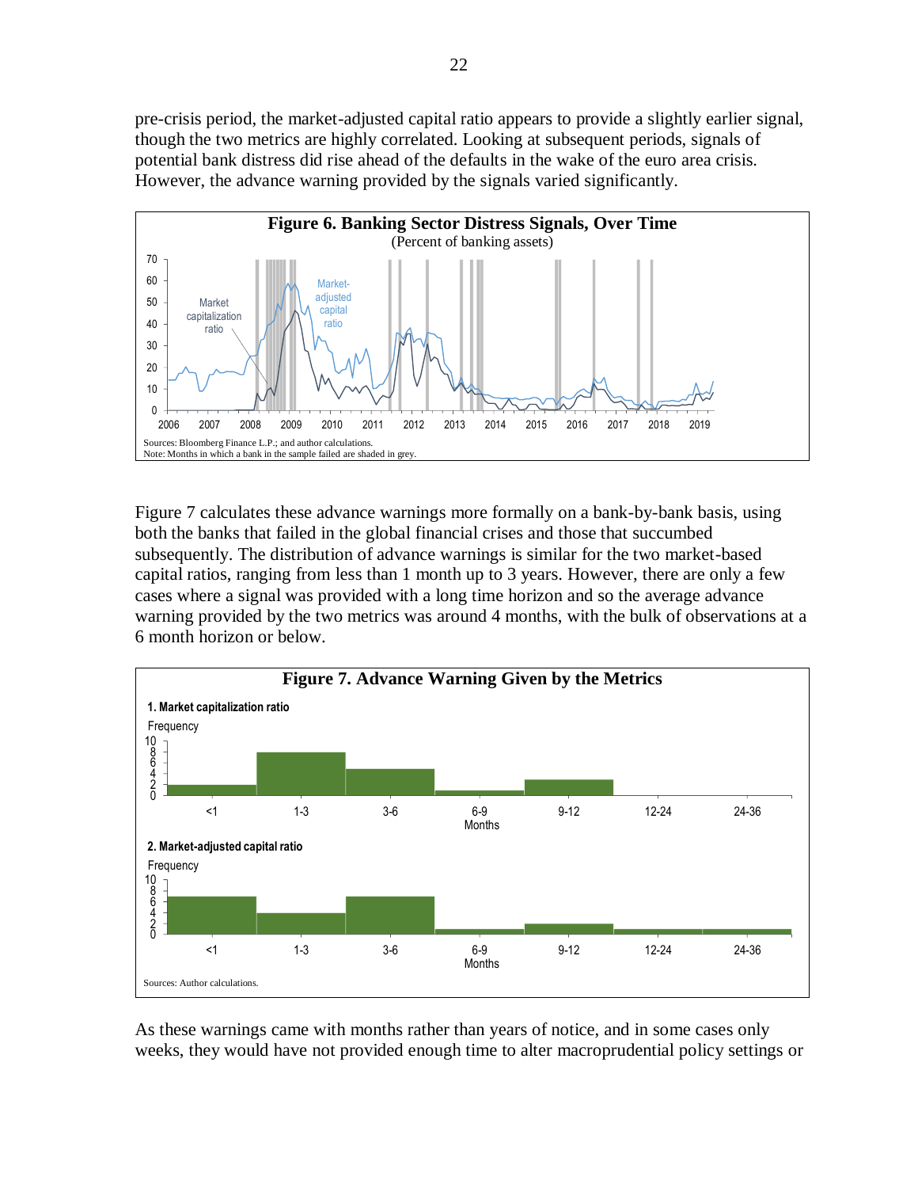pre-crisis period, the market-adjusted capital ratio appears to provide a slightly earlier signal, though the two metrics are highly correlated. Looking at subsequent periods, signals of potential bank distress did rise ahead of the defaults in the wake of the euro area crisis. However, the advance warning provided by the signals varied significantly.

**Figure 6. Banking Sector Distress Signals, Over Time**
(Percent of banking assets)

Sources: Bloomberg Finance L.P.; and author calculations.
Note: Months in which a bank in the sample failed are shaded in grey.

Figure 7 calculates these advance warnings more formally on a bank-by-bank basis, using both the banks that failed in the global financial crises and those that succumbed subsequently. The distribution of advance warnings is similar for the two market-based capital ratios, ranging from less than 1 month up to 3 years. However, there are only a few cases where a signal was provided with a long time horizon and so the average advance warning provided by the two metrics was around 4 months, with the bulk of observations at a 6 month horizon or below.

**Figure 7. Advance Warning Given by the Metrics**

Sources: Author calculations.

As these warnings came with months rather than years of notice, and in some cases only weeks, they would have not provided enough time to alter macroprudential policy settings or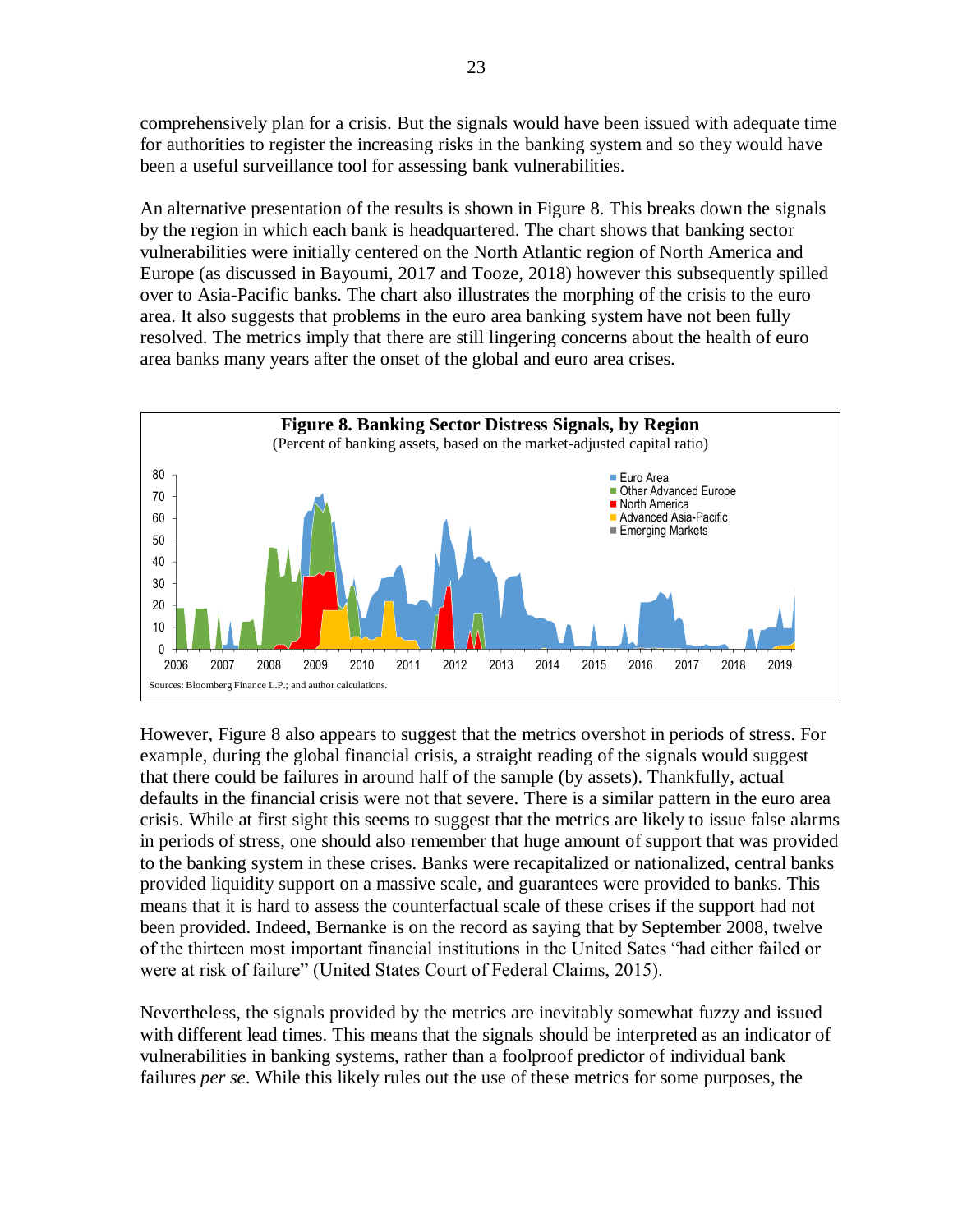comprehensively plan for a crisis. But the signals would have been issued with adequate time for authorities to register the increasing risks in the banking system and so they would have been a useful surveillance tool for assessing bank vulnerabilities.

An alternative presentation of the results is shown in Figure 8. This breaks down the signals by the region in which each bank is headquartered. The chart shows that banking sector vulnerabilities were initially centered on the North Atlantic region of North America and Europe (as discussed in Bayoumi, 2017 and Tooze, 2018) however this subsequently spilled over to Asia-Pacific banks. The chart also illustrates the morphing of the crisis to the euro area. It also suggests that problems in the euro area banking system have not been fully resolved. The metrics imply that there are still lingering concerns about the health of euro area banks many years after the onset of the global and euro area crises.

**Figure 8. Banking Sector Distress Signals, by Region**

(Percent of banking assets, based on the market-adjusted capital ratio)

Sources: Bloomberg Finance L.P.; and author calculations.

However, Figure 8 also appears to suggest that the metrics overshot in periods of stress. For example, during the global financial crisis, a straight reading of the signals would suggest that there could be failures in around half of the sample (by assets). Thankfully, actual defaults in the financial crisis were not that severe. There is a similar pattern in the euro area crisis. While at first sight this seems to suggest that the metrics are likely to issue false alarms in periods of stress, one should also remember that huge amount of support that was provided to the banking system in these crises. Banks were recapitalized or nationalized, central banks provided liquidity support on a massive scale, and guarantees were provided to banks. This means that it is hard to assess the counterfactual scale of these crises if the support had not been provided. Indeed, Bernanke is on the record as saying that by September 2008, twelve of the thirteen most important financial institutions in the United Sates "had either failed or were at risk of failure" (United States Court of Federal Claims, 2015).

Nevertheless, the signals provided by the metrics are inevitably somewhat fuzzy and issued with different lead times. This means that the signals should be interpreted as an indicator of vulnerabilities in banking systems, rather than a foolproof predictor of individual bank failures *per se*. While this likely rules out the use of these metrics for some purposes, the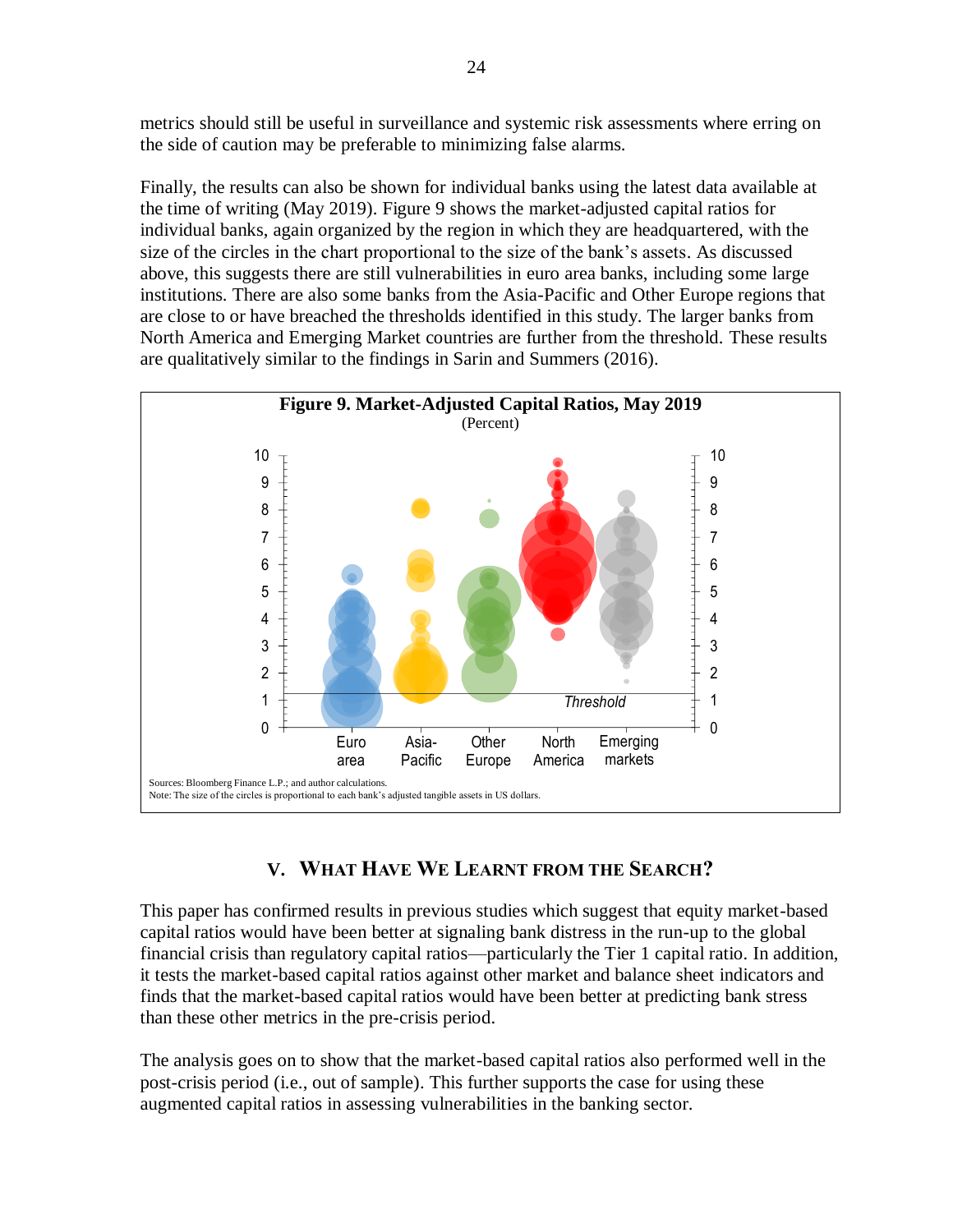metrics should still be useful in surveillance and systemic risk assessments where erring on the side of caution may be preferable to minimizing false alarms.

Finally, the results can also be shown for individual banks using the latest data available at the time of writing (May 2019). Figure 9 shows the market-adjusted capital ratios for individual banks, again organized by the region in which they are headquartered, with the size of the circles in the chart proportional to the size of the bank's assets. As discussed above, this suggests there are still vulnerabilities in euro area banks, including some large institutions. There are also some banks from the Asia-Pacific and Other Europe regions that are close to or have breached the thresholds identified in this study. The larger banks from North America and Emerging Market countries are further from the threshold. These results are qualitatively similar to the findings in Sarin and Summers (2016).

**Figure 9. Market-Adjusted Capital Ratios, May 2019**
(Percent)

Sources: Bloomberg Finance L.P.; and author calculations.
Note: The size of the circles is proportional to each bank's adjusted tangible assets in US dollars.

## V. What Have We Learnt from the Search?

This paper has confirmed results in previous studies which suggest that equity market-based capital ratios would have been better at signaling bank distress in the run-up to the global financial crisis than regulatory capital ratios—particularly the Tier 1 capital ratio. In addition, it tests the market-based capital ratios against other market and balance sheet indicators and finds that the market-based capital ratios would have been better at predicting bank stress than these other metrics in the pre-crisis period.

The analysis goes on to show that the market-based capital ratios also performed well in the post-crisis period (i.e., out of sample). This further supports the case for using these augmented capital ratios in assessing vulnerabilities in the banking sector.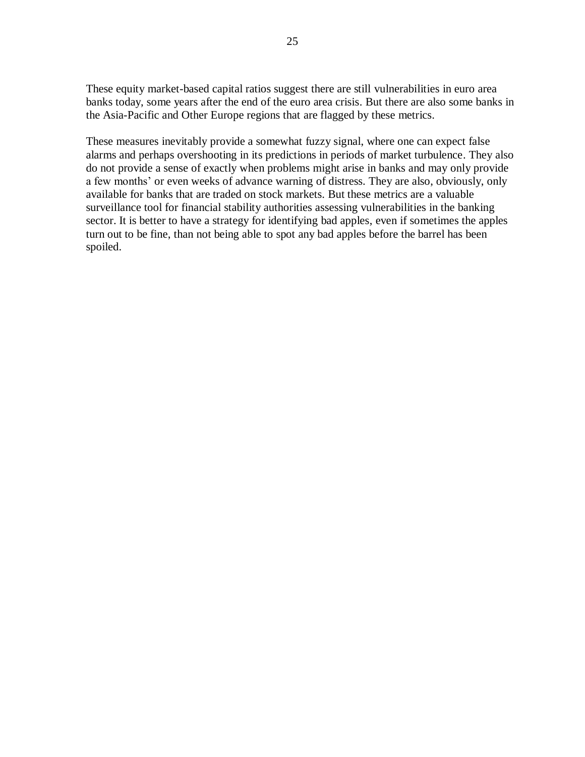These equity market-based capital ratios suggest there are still vulnerabilities in euro area banks today, some years after the end of the euro area crisis. But there are also some banks in the Asia-Pacific and Other Europe regions that are flagged by these metrics.

These measures inevitably provide a somewhat fuzzy signal, where one can expect false alarms and perhaps overshooting in its predictions in periods of market turbulence. They also do not provide a sense of exactly when problems might arise in banks and may only provide a few months' or even weeks of advance warning of distress. They are also, obviously, only available for banks that are traded on stock markets. But these metrics are a valuable surveillance tool for financial stability authorities assessing vulnerabilities in the banking sector. It is better to have a strategy for identifying bad apples, even if sometimes the apples turn out to be fine, than not being able to spot any bad apples before the barrel has been spoiled.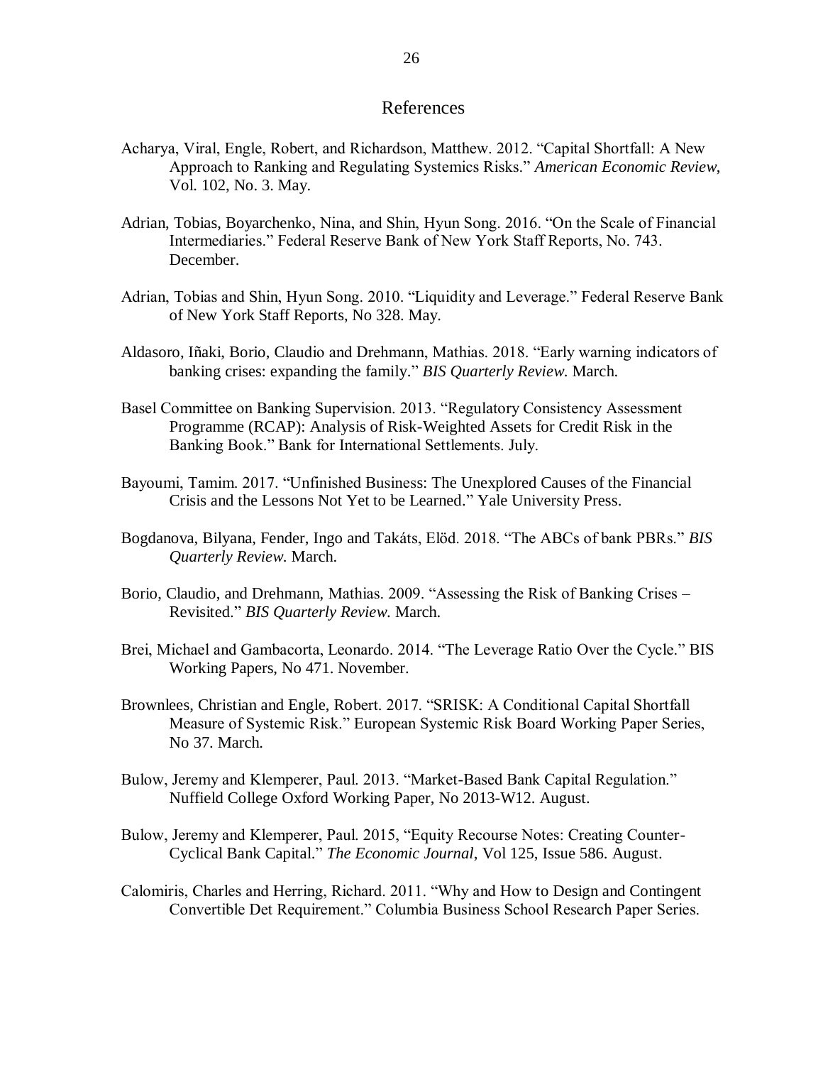# References

Acharya, Viral, Engle, Robert, and Richardson, Matthew. 2012. "Capital Shortfall: A New Approach to Ranking and Regulating Systemics Risks." *American Economic Review*, Vol. 102, No. 3. May.

Adrian, Tobias, Boyarchenko, Nina, and Shin, Hyun Song. 2016. "On the Scale of Financial Intermediaries." Federal Reserve Bank of New York Staff Reports, No. 743. December.

Adrian, Tobias and Shin, Hyun Song. 2010. "Liquidity and Leverage." Federal Reserve Bank of New York Staff Reports, No 328. May.

Aldasoro, Iñaki, Borio, Claudio and Drehmann, Mathias. 2018. "Early warning indicators of banking crises: expanding the family." *BIS Quarterly Review.* March.

Basel Committee on Banking Supervision. 2013. "Regulatory Consistency Assessment Programme (RCAP): Analysis of Risk-Weighted Assets for Credit Risk in the Banking Book." Bank for International Settlements. July.

Bayoumi, Tamim. 2017. "Unfinished Business: The Unexplored Causes of the Financial Crisis and the Lessons Not Yet to be Learned." Yale University Press.

Bogdanova, Bilyana, Fender, Ingo and Takáts, Elöd. 2018. "The ABCs of bank PBRs." *BIS Quarterly Review.* March.

Borio, Claudio, and Drehmann, Mathias. 2009. "Assessing the Risk of Banking Crises – Revisited." *BIS Quarterly Review.* March.

Brei, Michael and Gambacorta, Leonardo. 2014. "The Leverage Ratio Over the Cycle." BIS Working Papers, No 471. November.

Brownlees, Christian and Engle, Robert. 2017. "SRISK: A Conditional Capital Shortfall Measure of Systemic Risk." European Systemic Risk Board Working Paper Series, No 37. March.

Bulow, Jeremy and Klemperer, Paul. 2013. "Market-Based Bank Capital Regulation." Nuffield College Oxford Working Paper, No 2013-W12. August.

Bulow, Jeremy and Klemperer, Paul. 2015, "Equity Recourse Notes: Creating Counter-Cyclical Bank Capital." *The Economic Journal*, Vol 125, Issue 586. August.

Calomiris, Charles and Herring, Richard. 2011. "Why and How to Design and Contingent Convertible Det Requirement." Columbia Business School Research Paper Series.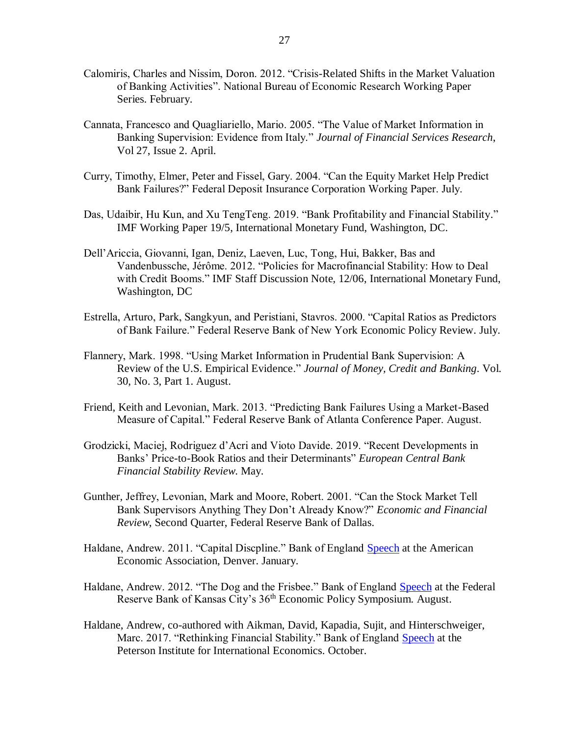Calomiris, Charles and Nissim, Doron. 2012. "Crisis-Related Shifts in the Market Valuation of Banking Activities". National Bureau of Economic Research Working Paper Series. February.

Cannata, Francesco and Quagliariello, Mario. 2005. "The Value of Market Information in Banking Supervision: Evidence from Italy." *Journal of Financial Services Research*, Vol 27, Issue 2. April.

Curry, Timothy, Elmer, Peter and Fissel, Gary. 2004. "Can the Equity Market Help Predict Bank Failures?" Federal Deposit Insurance Corporation Working Paper. July.

Das, Udaibir, Hu Kun, and Xu TengTeng. 2019. "Bank Profitability and Financial Stability." IMF Working Paper 19/5, International Monetary Fund, Washington, DC.

Dell'Ariccia, Giovanni, Igan, Deniz, Laeven, Luc, Tong, Hui, Bakker, Bas and Vandenbussche, Jérôme. 2012. "Policies for Macrofinancial Stability: How to Deal with Credit Booms." IMF Staff Discussion Note, 12/06, International Monetary Fund, Washington, DC

Estrella, Arturo, Park, Sangkyun, and Peristiani, Stavros. 2000. "Capital Ratios as Predictors of Bank Failure." Federal Reserve Bank of New York Economic Policy Review. July.

Flannery, Mark. 1998. "Using Market Information in Prudential Bank Supervision: A Review of the U.S. Empirical Evidence." *Journal of Money, Credit and Banking*. Vol. 30, No. 3, Part 1. August.

Friend, Keith and Levonian, Mark. 2013. "Predicting Bank Failures Using a Market-Based Measure of Capital." Federal Reserve Bank of Atlanta Conference Paper. August.

Grodzicki, Maciej, Rodriguez d'Acri and Vioto Davide. 2019. "Recent Developments in Banks' Price-to-Book Ratios and their Determinants" *European Central Bank Financial Stability Review.* May.

Gunther, Jeffrey, Levonian, Mark and Moore, Robert. 2001. "Can the Stock Market Tell Bank Supervisors Anything They Don't Already Know?" *Economic and Financial Review*, Second Quarter, Federal Reserve Bank of Dallas.

Haldane, Andrew. 2011. "Capital Discpline." Bank of England Speech at the American Economic Association, Denver. January.

Haldane, Andrew. 2012. "The Dog and the Frisbee." Bank of England Speech at the Federal Reserve Bank of Kansas City's 36th Economic Policy Symposium. August.

Haldane, Andrew, co-authored with Aikman, David, Kapadia, Sujit, and Hinterschweiger, Marc. 2017. "Rethinking Financial Stability." Bank of England Speech at the Peterson Institute for International Economics. October.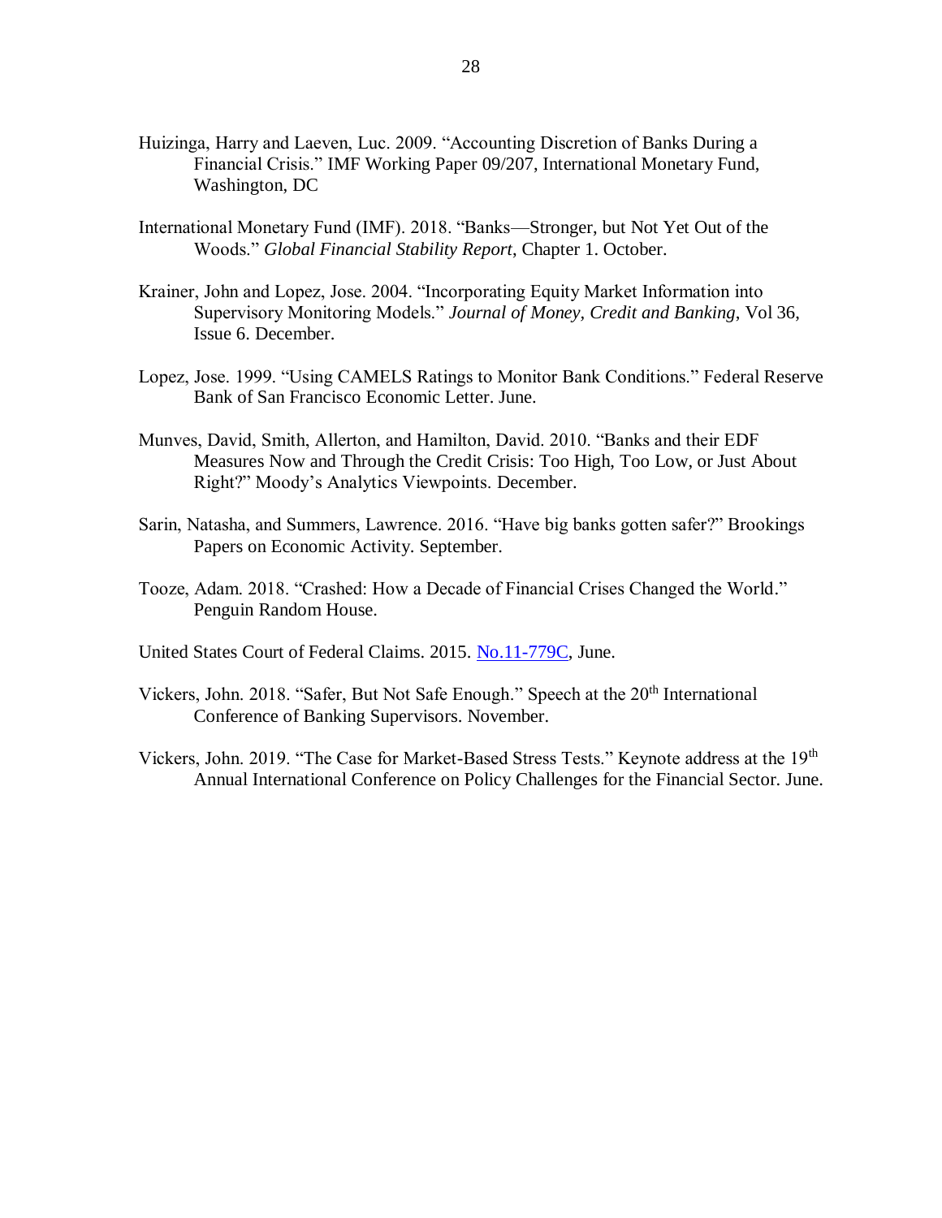Huizinga, Harry and Laeven, Luc. 2009. "Accounting Discretion of Banks During a Financial Crisis." IMF Working Paper 09/207, International Monetary Fund, Washington, DC

International Monetary Fund (IMF). 2018. "Banks—Stronger, but Not Yet Out of the Woods." *Global Financial Stability Report*, Chapter 1. October.

Krainer, John and Lopez, Jose. 2004. "Incorporating Equity Market Information into Supervisory Monitoring Models." *Journal of Money, Credit and Banking*, Vol 36, Issue 6. December.

Lopez, Jose. 1999. "Using CAMELS Ratings to Monitor Bank Conditions." Federal Reserve Bank of San Francisco Economic Letter. June.

Munves, David, Smith, Allerton, and Hamilton, David. 2010. "Banks and their EDF Measures Now and Through the Credit Crisis: Too High, Too Low, or Just About Right?" Moody's Analytics Viewpoints. December.

Sarin, Natasha, and Summers, Lawrence. 2016. "Have big banks gotten safer?" Brookings Papers on Economic Activity. September.

Tooze, Adam. 2018. "Crashed: How a Decade of Financial Crises Changed the World." Penguin Random House.

United States Court of Federal Claims. 2015. No.11-779C, June.

Vickers, John. 2018. "Safer, But Not Safe Enough." Speech at the 20th International Conference of Banking Supervisors. November.

Vickers, John. 2019. "The Case for Market-Based Stress Tests." Keynote address at the 19th Annual International Conference on Policy Challenges for the Financial Sector. June.